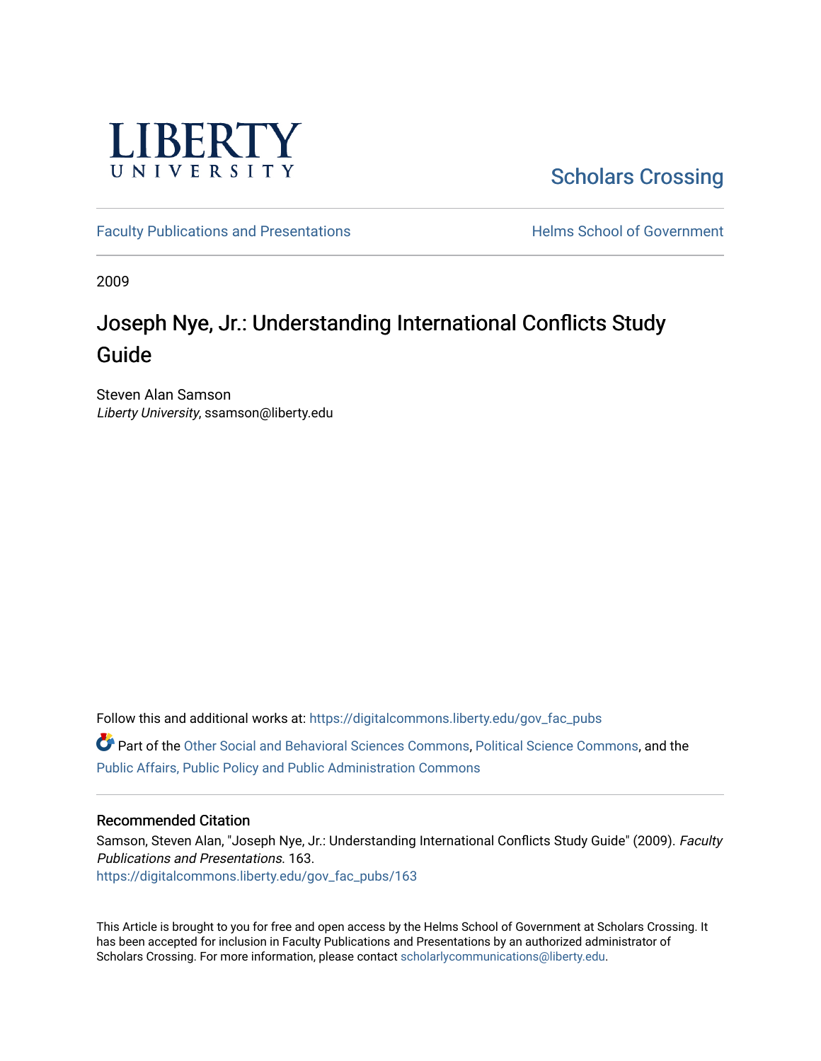LIBERTY UNIVERSITY

Scholars Crossing

Faculty Publications and Presentations | Helms School of Government

2009

# Joseph Nye, Jr.: Understanding International Conflicts Study Guide

Steven Alan Samson
*Liberty University*, ssamson@liberty.edu

Follow this and additional works at: https://digitalcommons.liberty.edu/gov_fac_pubs

Part of the Other Social and Behavioral Sciences Commons, Political Science Commons, and the Public Affairs, Public Policy and Public Administration Commons

### Recommended Citation

Samson, Steven Alan, "Joseph Nye, Jr.: Understanding International Conflicts Study Guide" (2009). *Faculty Publications and Presentations*. 163.
https://digitalcommons.liberty.edu/gov_fac_pubs/163

This Article is brought to you for free and open access by the Helms School of Government at Scholars Crossing. It has been accepted for inclusion in Faculty Publications and Presentations by an authorized administrator of Scholars Crossing. For more information, please contact scholarlycommunications@liberty.edu.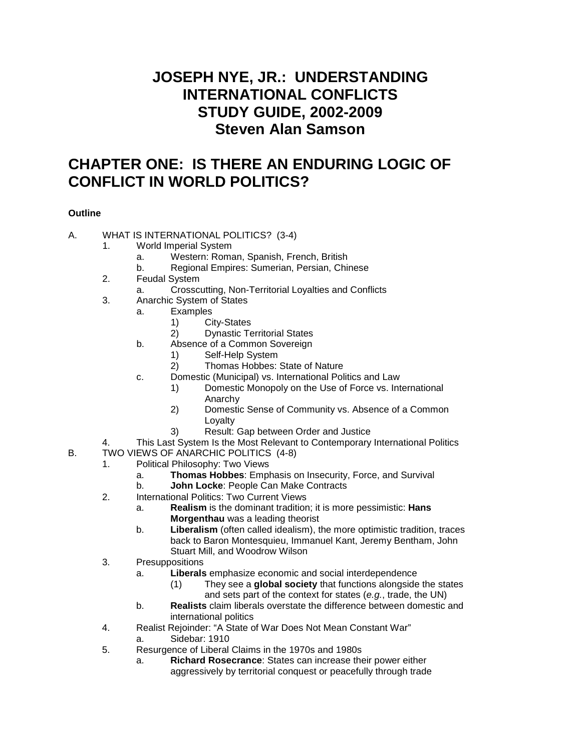# JOSEPH NYE, JR.: UNDERSTANDING INTERNATIONAL CONFLICTS STUDY GUIDE, 2002-2009 Steven Alan Samson

## CHAPTER ONE: IS THERE AN ENDURING LOGIC OF CONFLICT IN WORLD POLITICS?

**Outline**

A. WHAT IS INTERNATIONAL POLITICS? (3-4)
   1. World Imperial System
      a. Western: Roman, Spanish, French, British
      b. Regional Empires: Sumerian, Persian, Chinese
   2. Feudal System
      a. Crosscutting, Non-Territorial Loyalties and Conflicts
   3. Anarchic System of States
      a. Examples
         1) City-States
         2) Dynastic Territorial States
      b. Absence of a Common Sovereign
         1) Self-Help System
         2) Thomas Hobbes: State of Nature
      c. Domestic (Municipal) vs. International Politics and Law
         1) Domestic Monopoly on the Use of Force vs. International Anarchy
         2) Domestic Sense of Community vs. Absence of a Common Loyalty
         3) Result: Gap between Order and Justice
   4. This Last System Is the Most Relevant to Contemporary International Politics

B. TWO VIEWS OF ANARCHIC POLITICS (4-8)
   1. Political Philosophy: Two Views
      a. **Thomas Hobbes**: Emphasis on Insecurity, Force, and Survival
      b. **John Locke**: People Can Make Contracts
   2. International Politics: Two Current Views
      a. **Realism** is the dominant tradition; it is more pessimistic: **Hans Morgenthau** was a leading theorist
      b. **Liberalism** (often called idealism), the more optimistic tradition, traces back to Baron Montesquieu, Immanuel Kant, Jeremy Bentham, John Stuart Mill, and Woodrow Wilson
   3. Presuppositions
      a. **Liberals** emphasize economic and social interdependence
         (1) They see a **global society** that functions alongside the states and sets part of the context for states (*e.g.*, trade, the UN)
      b. **Realists** claim liberals overstate the difference between domestic and international politics
   4. Realist Rejoinder: "A State of War Does Not Mean Constant War"
      a. Sidebar: 1910
   5. Resurgence of Liberal Claims in the 1970s and 1980s
      a. **Richard Rosecrance**: States can increase their power either aggressively by territorial conquest or peacefully through trade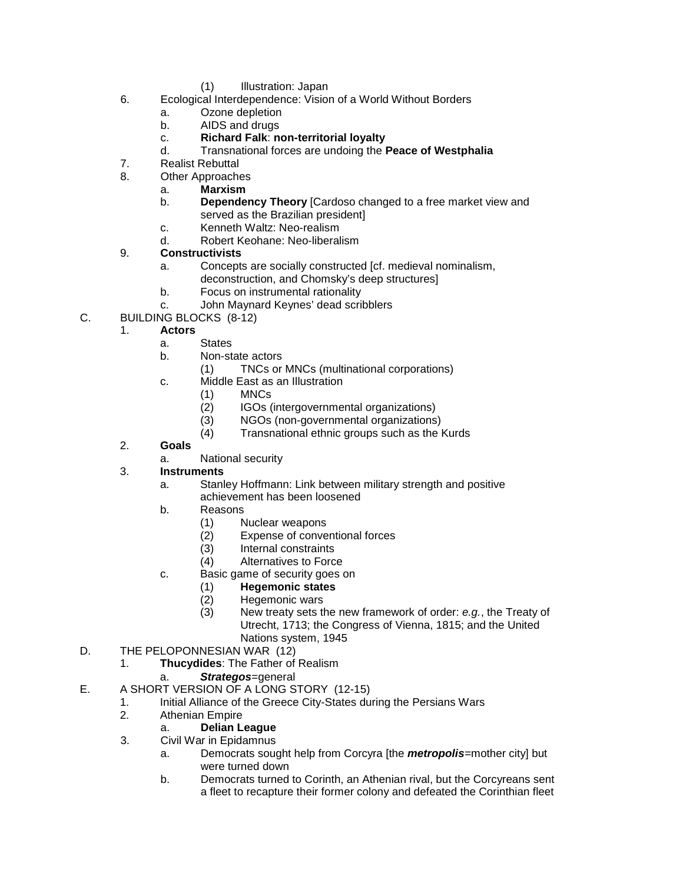(1) Illustration: Japan
      6. Ecological Interdependence: Vision of a World Without Borders
            a. Ozone depletion
            b. AIDS and drugs
            c. **Richard Falk**: **non-territorial loyalty**
            d. Transnational forces are undoing the **Peace of Westphalia**
      7. Realist Rebuttal
      8. Other Approaches
            a. **Marxism**
            b. **Dependency Theory** [Cardoso changed to a free market view and served as the Brazilian president]
            c. Kenneth Waltz: Neo-realism
            d. Robert Keohane: Neo-liberalism
      9. **Constructivists**
            a. Concepts are socially constructed [cf. medieval nominalism, deconstruction, and Chomsky's deep structures]
            b. Focus on instrumental rationality
            c. John Maynard Keynes' dead scribblers

C. BUILDING BLOCKS (8-12)
      1. **Actors**
            a. States
            b. Non-state actors
                  (1) TNCs or MNCs (multinational corporations)
            c. Middle East as an Illustration
                  (1) MNCs
                  (2) IGOs (intergovernmental organizations)
                  (3) NGOs (non-governmental organizations)
                  (4) Transnational ethnic groups such as the Kurds
      2. **Goals**
            a. National security
      3. **Instruments**
            a. Stanley Hoffmann: Link between military strength and positive achievement has been loosened
            b. Reasons
                  (1) Nuclear weapons
                  (2) Expense of conventional forces
                  (3) Internal constraints
                  (4) Alternatives to Force
            c. Basic game of security goes on
                  (1) **Hegemonic states**
                  (2) Hegemonic wars
                  (3) New treaty sets the new framework of order: *e.g.*, the Treaty of Utrecht, 1713; the Congress of Vienna, 1815; and the United Nations system, 1945

D. THE PELOPONNESIAN WAR (12)
      1. **Thucydides**: The Father of Realism
            a. ***Strategos***=general

E. A SHORT VERSION OF A LONG STORY (12-15)
      1. Initial Alliance of the Greece City-States during the Persians Wars
      2. Athenian Empire
            a. **Delian League**
      3. Civil War in Epidamnus
            a. Democrats sought help from Corcyra [the ***metropolis***=mother city] but were turned down
            b. Democrats turned to Corinth, an Athenian rival, but the Corcyreans sent a fleet to recapture their former colony and defeated the Corinthian fleet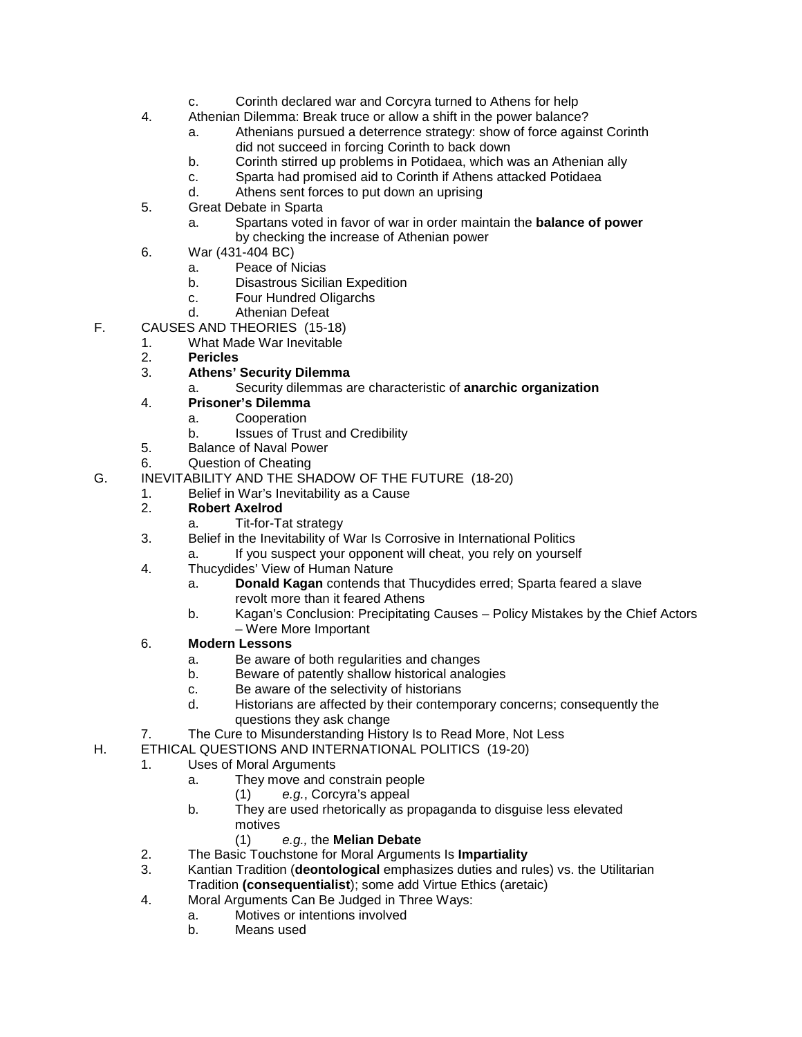c. Corinth declared war and Corcyra turned to Athens for help

4. Athenian Dilemma: Break truce or allow a shift in the power balance?
   a. Athenians pursued a deterrence strategy: show of force against Corinth did not succeed in forcing Corinth to back down
   b. Corinth stirred up problems in Potidaea, which was an Athenian ally
   c. Sparta had promised aid to Corinth if Athens attacked Potidaea
   d. Athens sent forces to put down an uprising
5. Great Debate in Sparta
   a. Spartans voted in favor of war in order maintain the **balance of power** by checking the increase of Athenian power
6. War (431-404 BC)
   a. Peace of Nicias
   b. Disastrous Sicilian Expedition
   c. Four Hundred Oligarchs
   d. Athenian Defeat

F. CAUSES AND THEORIES (15-18)
1. What Made War Inevitable
2. **Pericles**
3. **Athens' Security Dilemma**
   a. Security dilemmas are characteristic of **anarchic organization**
4. **Prisoner's Dilemma**
   a. Cooperation
   b. Issues of Trust and Credibility
5. Balance of Naval Power
6. Question of Cheating

G. INEVITABILITY AND THE SHADOW OF THE FUTURE (18-20)
1. Belief in War's Inevitability as a Cause
2. **Robert Axelrod**
   a. Tit-for-Tat strategy
3. Belief in the Inevitability of War Is Corrosive in International Politics
   a. If you suspect your opponent will cheat, you rely on yourself
4. Thucydides' View of Human Nature
   a. **Donald Kagan** contends that Thucydides erred; Sparta feared a slave revolt more than it feared Athens
   b. Kagan's Conclusion: Precipitating Causes – Policy Mistakes by the Chief Actors – Were More Important
6. **Modern Lessons**
   a. Be aware of both regularities and changes
   b. Beware of patently shallow historical analogies
   c. Be aware of the selectivity of historians
   d. Historians are affected by their contemporary concerns; consequently the questions they ask change
7. The Cure to Misunderstanding History Is to Read More, Not Less

H. ETHICAL QUESTIONS AND INTERNATIONAL POLITICS (19-20)
1. Uses of Moral Arguments
   a. They move and constrain people
      (1) *e.g.*, Corcyra's appeal
   b. They are used rhetorically as propaganda to disguise less elevated motives
      (1) *e.g.,* the **Melian Debate**
2. The Basic Touchstone for Moral Arguments Is **Impartiality**
3. Kantian Tradition (**deontological** emphasizes duties and rules) vs. the Utilitarian Tradition **(consequentialist)**; some add Virtue Ethics (aretaic)
4. Moral Arguments Can Be Judged in Three Ways:
   a. Motives or intentions involved
   b. Means used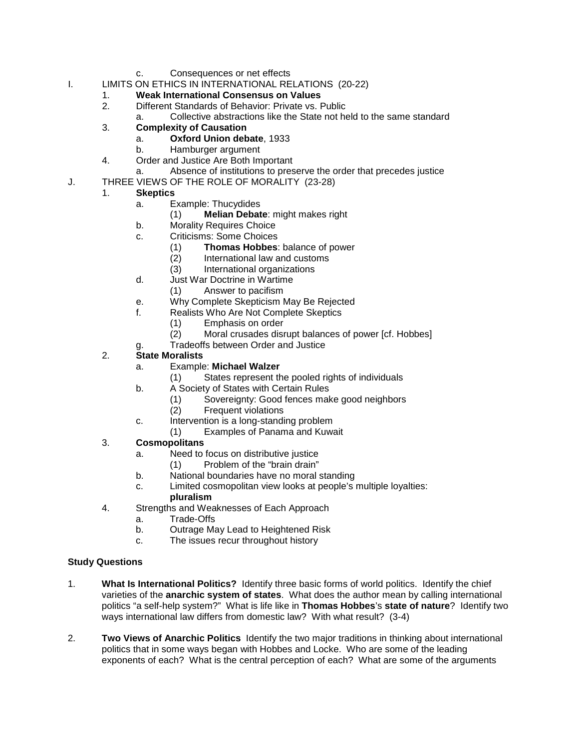c. Consequences or net effects

I. LIMITS ON ETHICS IN INTERNATIONAL RELATIONS (20-22)
   1. **Weak International Consensus on Values**
   2. Different Standards of Behavior: Private vs. Public
      a. Collective abstractions like the State not held to the same standard
   3. **Complexity of Causation**
      a. **Oxford Union debate**, 1933
      b. Hamburger argument
   4. Order and Justice Are Both Important
      a. Absence of institutions to preserve the order that precedes justice

J. THREE VIEWS OF THE ROLE OF MORALITY (23-28)
   1. **Skeptics**
      a. Example: Thucydides
         (1) **Melian Debate**: might makes right
      b. Morality Requires Choice
      c. Criticisms: Some Choices
         (1) **Thomas Hobbes**: balance of power
         (2) International law and customs
         (3) International organizations
      d. Just War Doctrine in Wartime
         (1) Answer to pacifism
      e. Why Complete Skepticism May Be Rejected
      f. Realists Who Are Not Complete Skeptics
         (1) Emphasis on order
         (2) Moral crusades disrupt balances of power [cf. Hobbes]
      g. Tradeoffs between Order and Justice
   2. **State Moralists**
      a. Example: **Michael Walzer**
         (1) States represent the pooled rights of individuals
      b. A Society of States with Certain Rules
         (1) Sovereignty: Good fences make good neighbors
         (2) Frequent violations
      c. Intervention is a long-standing problem
         (1) Examples of Panama and Kuwait
   3. **Cosmopolitans**
      a. Need to focus on distributive justice
         (1) Problem of the "brain drain"
      b. National boundaries have no moral standing
      c. Limited cosmopolitan view looks at people's multiple loyalties: **pluralism**
   4. Strengths and Weaknesses of Each Approach
      a. Trade-Offs
      b. Outrage May Lead to Heightened Risk
      c. The issues recur throughout history

**Study Questions**

1. **What Is International Politics?** Identify three basic forms of world politics. Identify the chief varieties of the **anarchic system of states**. What does the author mean by calling international politics "a self-help system?" What is life like in **Thomas Hobbes**'s **state of nature**? Identify two ways international law differs from domestic law? With what result? (3-4)

2. **Two Views of Anarchic Politics** Identify the two major traditions in thinking about international politics that in some ways began with Hobbes and Locke. Who are some of the leading exponents of each? What is the central perception of each? What are some of the arguments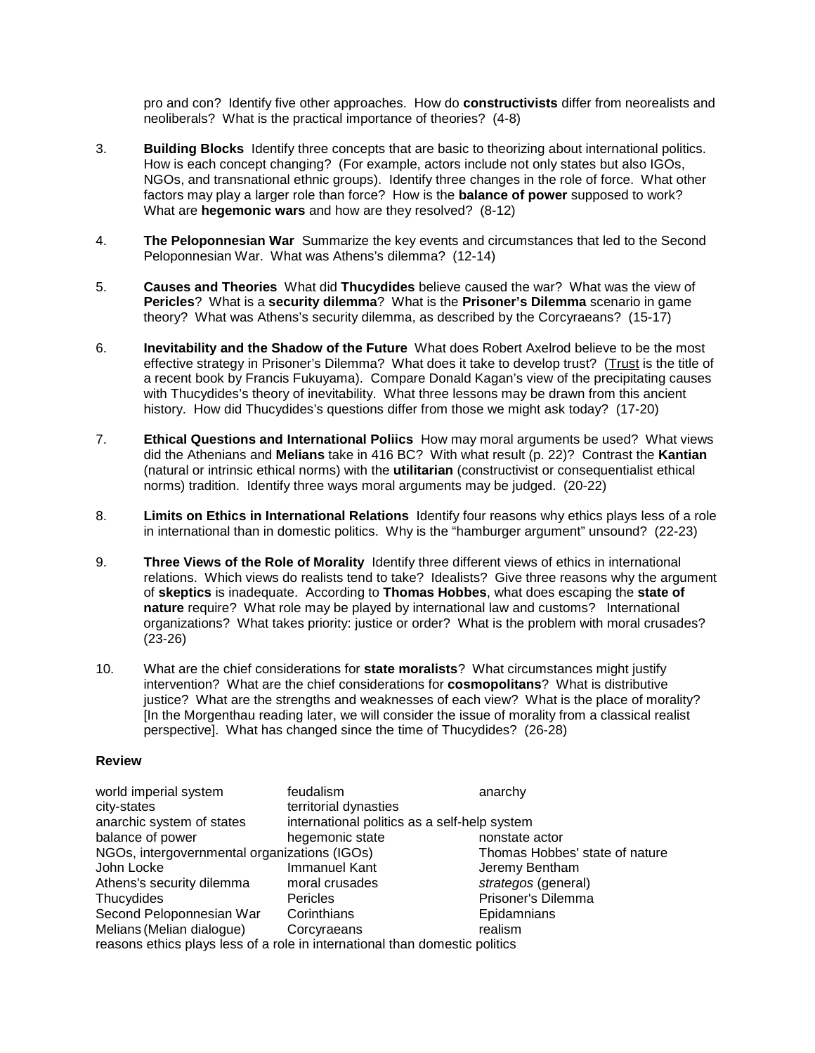pro and con? Identify five other approaches. How do **constructivists** differ from neorealists and neoliberals? What is the practical importance of theories? (4-8)

3. **Building Blocks** Identify three concepts that are basic to theorizing about international politics. How is each concept changing? (For example, actors include not only states but also IGOs, NGOs, and transnational ethnic groups). Identify three changes in the role of force. What other factors may play a larger role than force? How is the **balance of power** supposed to work? What are **hegemonic wars** and how are they resolved? (8-12)

4. **The Peloponnesian War** Summarize the key events and circumstances that led to the Second Peloponnesian War. What was Athens's dilemma? (12-14)

5. **Causes and Theories** What did **Thucydides** believe caused the war? What was the view of **Pericles**? What is a **security dilemma**? What is the **Prisoner's Dilemma** scenario in game theory? What was Athens's security dilemma, as described by the Corcyraeans? (15-17)

6. **Inevitability and the Shadow of the Future** What does Robert Axelrod believe to be the most effective strategy in Prisoner's Dilemma? What does it take to develop trust? (Trust is the title of a recent book by Francis Fukuyama). Compare Donald Kagan's view of the precipitating causes with Thucydides's theory of inevitability. What three lessons may be drawn from this ancient history. How did Thucydides's questions differ from those we might ask today? (17-20)

7. **Ethical Questions and International Poliics** How may moral arguments be used? What views did the Athenians and **Melians** take in 416 BC? With what result (p. 22)? Contrast the **Kantian** (natural or intrinsic ethical norms) with the **utilitarian** (constructivist or consequentialist ethical norms) tradition. Identify three ways moral arguments may be judged. (20-22)

8. **Limits on Ethics in International Relations** Identify four reasons why ethics plays less of a role in international than in domestic politics. Why is the "hamburger argument" unsound? (22-23)

9. **Three Views of the Role of Morality** Identify three different views of ethics in international relations. Which views do realists tend to take? Idealists? Give three reasons why the argument of **skeptics** is inadequate. According to **Thomas Hobbes**, what does escaping the **state of nature** require? What role may be played by international law and customs? International organizations? What takes priority: justice or order? What is the problem with moral crusades? (23-26)

10. What are the chief considerations for **state moralists**? What circumstances might justify intervention? What are the chief considerations for **cosmopolitans**? What is distributive justice? What are the strengths and weaknesses of each view? What is the place of morality? [In the Morgenthau reading later, we will consider the issue of morality from a classical realist perspective]. What has changed since the time of Thucydides? (26-28)

**Review**

| | | |
|---|---|---|
| world imperial system | feudalism | anarchy |
| city-states | territorial dynasties | |
| anarchic system of states | international politics as a self-help system | |
| balance of power | hegemonic state | nonstate actor |
| NGOs, intergovernmental organizations (IGOs) | | Thomas Hobbes' state of nature |
| John Locke | Immanuel Kant | Jeremy Bentham |
| Athens's security dilemma | moral crusades | *strategos* (general) |
| Thucydides | Pericles | Prisoner's Dilemma |
| Second Peloponnesian War | Corinthians | Epidamnians |
| Melians (Melian dialogue) | Corcyraeans | realism |
| reasons ethics plays less of a role in international than domestic politics | | |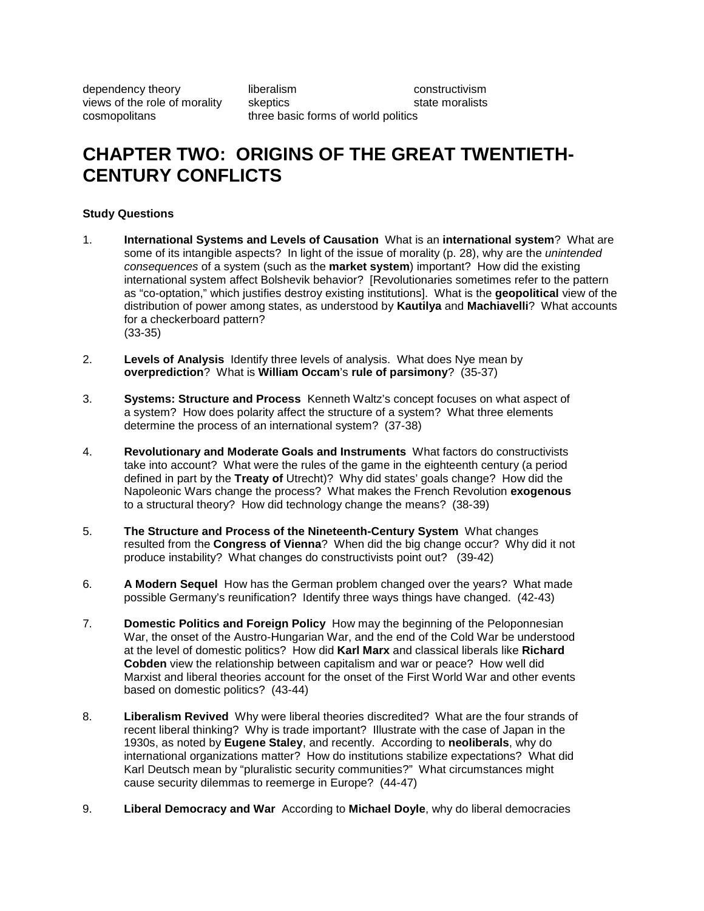| | | |
|---|---|---|
| dependency theory | liberalism | constructivism |
| views of the role of morality | skeptics | state moralists |
| cosmopolitans | three basic forms of world politics | |

# CHAPTER TWO: ORIGINS OF THE GREAT TWENTIETH-CENTURY CONFLICTS

**Study Questions**

1. **International Systems and Levels of Causation** What is an **international system**? What are some of its intangible aspects? In light of the issue of morality (p. 28), why are the *unintended consequences* of a system (such as the **market system**) important? How did the existing international system affect Bolshevik behavior? [Revolutionaries sometimes refer to the pattern as "co-optation," which justifies destroy existing institutions]. What is the **geopolitical** view of the distribution of power among states, as understood by **Kautilya** and **Machiavelli**? What accounts for a checkerboard pattern? (33-35)

2. **Levels of Analysis** Identify three levels of analysis. What does Nye mean by **overprediction**? What is **William Occam**'s **rule of parsimony**? (35-37)

3. **Systems: Structure and Process** Kenneth Waltz's concept focuses on what aspect of a system? How does polarity affect the structure of a system? What three elements determine the process of an international system? (37-38)

4. **Revolutionary and Moderate Goals and Instruments** What factors do constructivists take into account? What were the rules of the game in the eighteenth century (a period defined in part by the **Treaty of** Utrecht)? Why did states' goals change? How did the Napoleonic Wars change the process? What makes the French Revolution **exogenous** to a structural theory? How did technology change the means? (38-39)

5. **The Structure and Process of the Nineteenth-Century System** What changes resulted from the **Congress of Vienna**? When did the big change occur? Why did it not produce instability? What changes do constructivists point out? (39-42)

6. **A Modern Sequel** How has the German problem changed over the years? What made possible Germany's reunification? Identify three ways things have changed. (42-43)

7. **Domestic Politics and Foreign Policy** How may the beginning of the Peloponnesian War, the onset of the Austro-Hungarian War, and the end of the Cold War be understood at the level of domestic politics? How did **Karl Marx** and classical liberals like **Richard Cobden** view the relationship between capitalism and war or peace? How well did Marxist and liberal theories account for the onset of the First World War and other events based on domestic politics? (43-44)

8. **Liberalism Revived** Why were liberal theories discredited? What are the four strands of recent liberal thinking? Why is trade important? Illustrate with the case of Japan in the 1930s, as noted by **Eugene Staley**, and recently. According to **neoliberals**, why do international organizations matter? How do institutions stabilize expectations? What did Karl Deutsch mean by "pluralistic security communities?" What circumstances might cause security dilemmas to reemerge in Europe? (44-47)

9. **Liberal Democracy and War** According to **Michael Doyle**, why do liberal democracies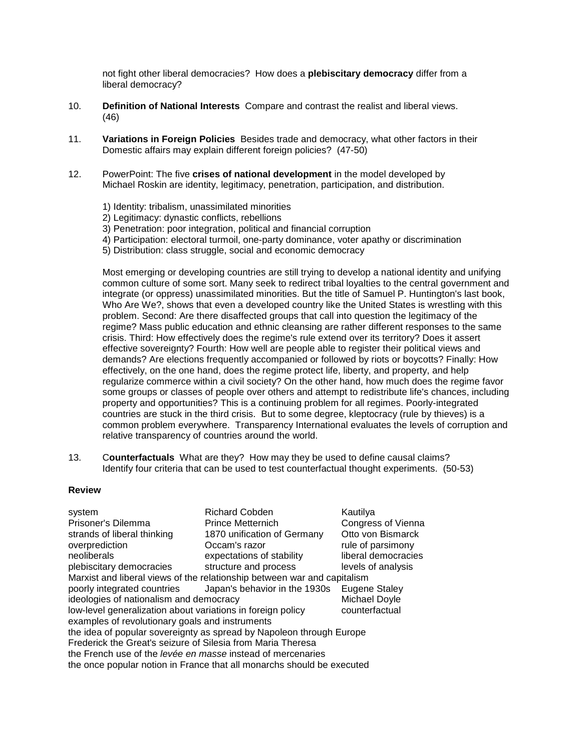not fight other liberal democracies? How does a **plebiscitary democracy** differ from a liberal democracy?

10. **Definition of National Interests** Compare and contrast the realist and liberal views. (46)

11. **Variations in Foreign Policies** Besides trade and democracy, what other factors in their Domestic affairs may explain different foreign policies? (47-50)

12. PowerPoint: The five **crises of national development** in the model developed by Michael Roskin are identity, legitimacy, penetration, participation, and distribution.

    1) Identity: tribalism, unassimilated minorities
    2) Legitimacy: dynastic conflicts, rebellions
    3) Penetration: poor integration, political and financial corruption
    4) Participation: electoral turmoil, one-party dominance, voter apathy or discrimination
    5) Distribution: class struggle, social and economic democracy

    Most emerging or developing countries are still trying to develop a national identity and unifying common culture of some sort. Many seek to redirect tribal loyalties to the central government and integrate (or oppress) unassimilated minorities. But the title of Samuel P. Huntington's last book, Who Are We?, shows that even a developed country like the United States is wrestling with this problem. Second: Are there disaffected groups that call into question the legitimacy of the regime? Mass public education and ethnic cleansing are rather different responses to the same crisis. Third: How effectively does the regime's rule extend over its territory? Does it assert effective sovereignty? Fourth: How well are people able to register their political views and demands? Are elections frequently accompanied or followed by riots or boycotts? Finally: How effectively, on the one hand, does the regime protect life, liberty, and property, and help regularize commerce within a civil society? On the other hand, how much does the regime favor some groups or classes of people over others and attempt to redistribute life's chances, including property and opportunities? This is a continuing problem for all regimes. Poorly-integrated countries are stuck in the third crisis. But to some degree, kleptocracy (rule by thieves) is a common problem everywhere. Transparency International evaluates the levels of corruption and relative transparency of countries around the world.

13. C**ounterfactuals** What are they? How may they be used to define causal claims? Identify four criteria that can be used to test counterfactual thought experiments. (50-53)

**Review**

| | | |
|---|---|---|
| system | Richard Cobden | Kautilya |
| Prisoner's Dilemma | Prince Metternich | Congress of Vienna |
| strands of liberal thinking | 1870 unification of Germany | Otto von Bismarck |
| overprediction | Occam's razor | rule of parsimony |
| neoliberals | expectations of stability | liberal democracies |
| plebiscitary democracies | structure and process | levels of analysis |

Marxist and liberal views of the relationship between war and capitalism

| | | |
|---|---|---|
| poorly integrated countries | Japan's behavior in the 1930s | Eugene Staley |
| ideologies of nationalism and democracy | | Michael Doyle |
| low-level generalization about variations in foreign policy | | counterfactual |

examples of revolutionary goals and instruments
the idea of popular sovereignty as spread by Napoleon through Europe
Frederick the Great's seizure of Silesia from Maria Theresa
the French use of the *levée en masse* instead of mercenaries
the once popular notion in France that all monarchs should be executed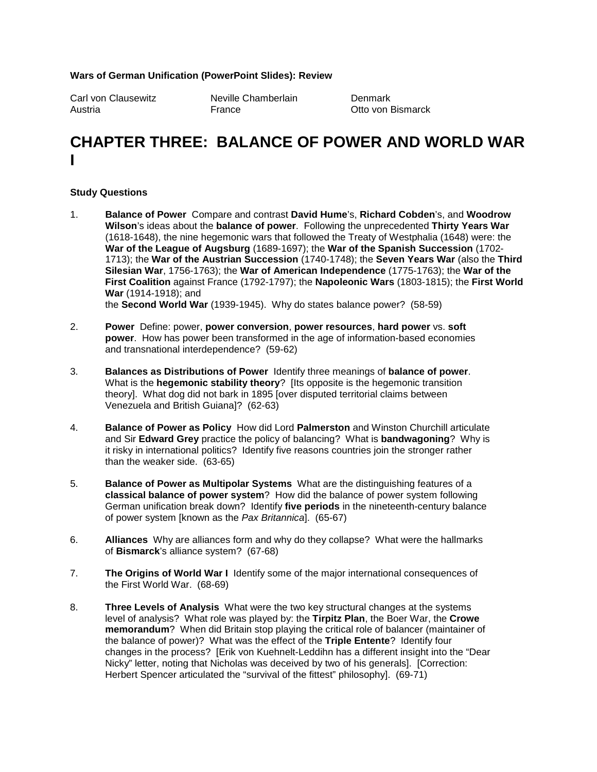**Wars of German Unification (PowerPoint Slides): Review**

| | | |
|---|---|---|
| Carl von Clausewitz | Neville Chamberlain | Denmark |
| Austria | France | Otto von Bismarck |

# CHAPTER THREE: BALANCE OF POWER AND WORLD WAR I

**Study Questions**

1. **Balance of Power** Compare and contrast **David Hume**'s, **Richard Cobden**'s, and **Woodrow Wilson**'s ideas about the **balance of power**. Following the unprecedented **Thirty Years War** (1618-1648), the nine hegemonic wars that followed the Treaty of Westphalia (1648) were: the **War of the League of Augsburg** (1689-1697); the **War of the Spanish Succession** (1702-1713); the **War of the Austrian Succession** (1740-1748); the **Seven Years War** (also the **Third Silesian War**, 1756-1763); the **War of American Independence** (1775-1763); the **War of the First Coalition** against France (1792-1797); the **Napoleonic Wars** (1803-1815); the **First World War** (1914-1918); and the **Second World War** (1939-1945). Why do states balance power? (58-59)

2. **Power** Define: power, **power conversion**, **power resources**, **hard power** vs. **soft power**. How has power been transformed in the age of information-based economies and transnational interdependence? (59-62)

3. **Balances as Distributions of Power** Identify three meanings of **balance of power**. What is the **hegemonic stability theory**? [Its opposite is the hegemonic transition theory]. What dog did not bark in 1895 [over disputed territorial claims between Venezuela and British Guiana]? (62-63)

4. **Balance of Power as Policy** How did Lord **Palmerston** and Winston Churchill articulate and Sir **Edward Grey** practice the policy of balancing? What is **bandwagoning**? Why is it risky in international politics? Identify five reasons countries join the stronger rather than the weaker side. (63-65)

5. **Balance of Power as Multipolar Systems** What are the distinguishing features of a **classical balance of power system**? How did the balance of power system following German unification break down? Identify **five periods** in the nineteenth-century balance of power system [known as the *Pax Britannica*]. (65-67)

6. **Alliances** Why are alliances form and why do they collapse? What were the hallmarks of **Bismarck**'s alliance system? (67-68)

7. **The Origins of World War I** Identify some of the major international consequences of the First World War. (68-69)

8. **Three Levels of Analysis** What were the two key structural changes at the systems level of analysis? What role was played by: the **Tirpitz Plan**, the Boer War, the **Crowe memorandum**? When did Britain stop playing the critical role of balancer (maintainer of the balance of power)? What was the effect of the **Triple Entente**? Identify four changes in the process? [Erik von Kuehnelt-Leddihn has a different insight into the "Dear Nicky" letter, noting that Nicholas was deceived by two of his generals]. [Correction: Herbert Spencer articulated the "survival of the fittest" philosophy]. (69-71)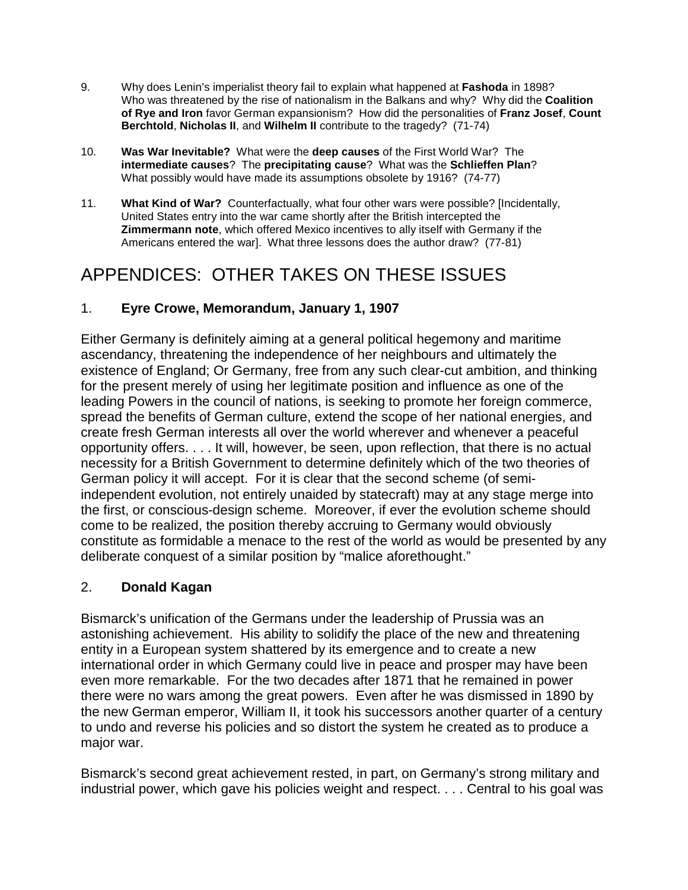9. Why does Lenin's imperialist theory fail to explain what happened at **Fashoda** in 1898? Who was threatened by the rise of nationalism in the Balkans and why? Why did the **Coalition of Rye and Iron** favor German expansionism? How did the personalities of **Franz Josef**, **Count Berchtold**, **Nicholas II**, and **Wilhelm II** contribute to the tragedy? (71-74)

10. **Was War Inevitable?** What were the **deep causes** of the First World War? The **intermediate causes**? The **precipitating cause**? What was the **Schlieffen Plan**? What possibly would have made its assumptions obsolete by 1916? (74-77)

11. **What Kind of War?** Counterfactually, what four other wars were possible? [Incidentally, United States entry into the war came shortly after the British intercepted the **Zimmermann note**, which offered Mexico incentives to ally itself with Germany if the Americans entered the war]. What three lessons does the author draw? (77-81)

# APPENDICES: OTHER TAKES ON THESE ISSUES

## 1. Eyre Crowe, Memorandum, January 1, 1907

Either Germany is definitely aiming at a general political hegemony and maritime ascendancy, threatening the independence of her neighbours and ultimately the existence of England; Or Germany, free from any such clear-cut ambition, and thinking for the present merely of using her legitimate position and influence as one of the leading Powers in the council of nations, is seeking to promote her foreign commerce, spread the benefits of German culture, extend the scope of her national energies, and create fresh German interests all over the world wherever and whenever a peaceful opportunity offers. . . . It will, however, be seen, upon reflection, that there is no actual necessity for a British Government to determine definitely which of the two theories of German policy it will accept. For it is clear that the second scheme (of semi-independent evolution, not entirely unaided by statecraft) may at any stage merge into the first, or conscious-design scheme. Moreover, if ever the evolution scheme should come to be realized, the position thereby accruing to Germany would obviously constitute as formidable a menace to the rest of the world as would be presented by any deliberate conquest of a similar position by "malice aforethought."

## 2. Donald Kagan

Bismarck's unification of the Germans under the leadership of Prussia was an astonishing achievement. His ability to solidify the place of the new and threatening entity in a European system shattered by its emergence and to create a new international order in which Germany could live in peace and prosper may have been even more remarkable. For the two decades after 1871 that he remained in power there were no wars among the great powers. Even after he was dismissed in 1890 by the new German emperor, William II, it took his successors another quarter of a century to undo and reverse his policies and so distort the system he created as to produce a major war.

Bismarck's second great achievement rested, in part, on Germany's strong military and industrial power, which gave his policies weight and respect. . . . Central to his goal was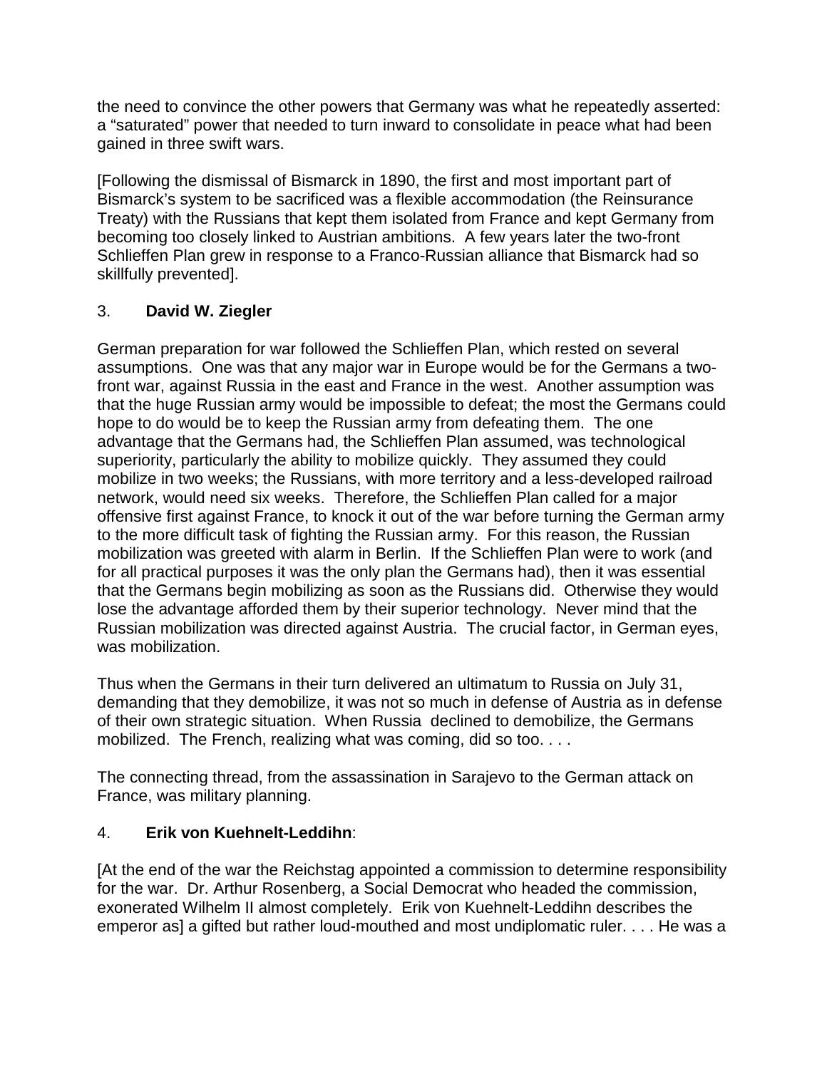the need to convince the other powers that Germany was what he repeatedly asserted: a "saturated" power that needed to turn inward to consolidate in peace what had been gained in three swift wars.

[Following the dismissal of Bismarck in 1890, the first and most important part of Bismarck's system to be sacrificed was a flexible accommodation (the Reinsurance Treaty) with the Russians that kept them isolated from France and kept Germany from becoming too closely linked to Austrian ambitions. A few years later the two-front Schlieffen Plan grew in response to a Franco-Russian alliance that Bismarck had so skillfully prevented].

3. **David W. Ziegler**

German preparation for war followed the Schlieffen Plan, which rested on several assumptions. One was that any major war in Europe would be for the Germans a two-front war, against Russia in the east and France in the west. Another assumption was that the huge Russian army would be impossible to defeat; the most the Germans could hope to do would be to keep the Russian army from defeating them. The one advantage that the Germans had, the Schlieffen Plan assumed, was technological superiority, particularly the ability to mobilize quickly. They assumed they could mobilize in two weeks; the Russians, with more territory and a less-developed railroad network, would need six weeks. Therefore, the Schlieffen Plan called for a major offensive first against France, to knock it out of the war before turning the German army to the more difficult task of fighting the Russian army. For this reason, the Russian mobilization was greeted with alarm in Berlin. If the Schlieffen Plan were to work (and for all practical purposes it was the only plan the Germans had), then it was essential that the Germans begin mobilizing as soon as the Russians did. Otherwise they would lose the advantage afforded them by their superior technology. Never mind that the Russian mobilization was directed against Austria. The crucial factor, in German eyes, was mobilization.

Thus when the Germans in their turn delivered an ultimatum to Russia on July 31, demanding that they demobilize, it was not so much in defense of Austria as in defense of their own strategic situation. When Russia declined to demobilize, the Germans mobilized. The French, realizing what was coming, did so too. . . .

The connecting thread, from the assassination in Sarajevo to the German attack on France, was military planning.

4. **Erik von Kuehnelt-Leddihn**:

[At the end of the war the Reichstag appointed a commission to determine responsibility for the war. Dr. Arthur Rosenberg, a Social Democrat who headed the commission, exonerated Wilhelm II almost completely. Erik von Kuehnelt-Leddihn describes the emperor as] a gifted but rather loud-mouthed and most undiplomatic ruler. . . . He was a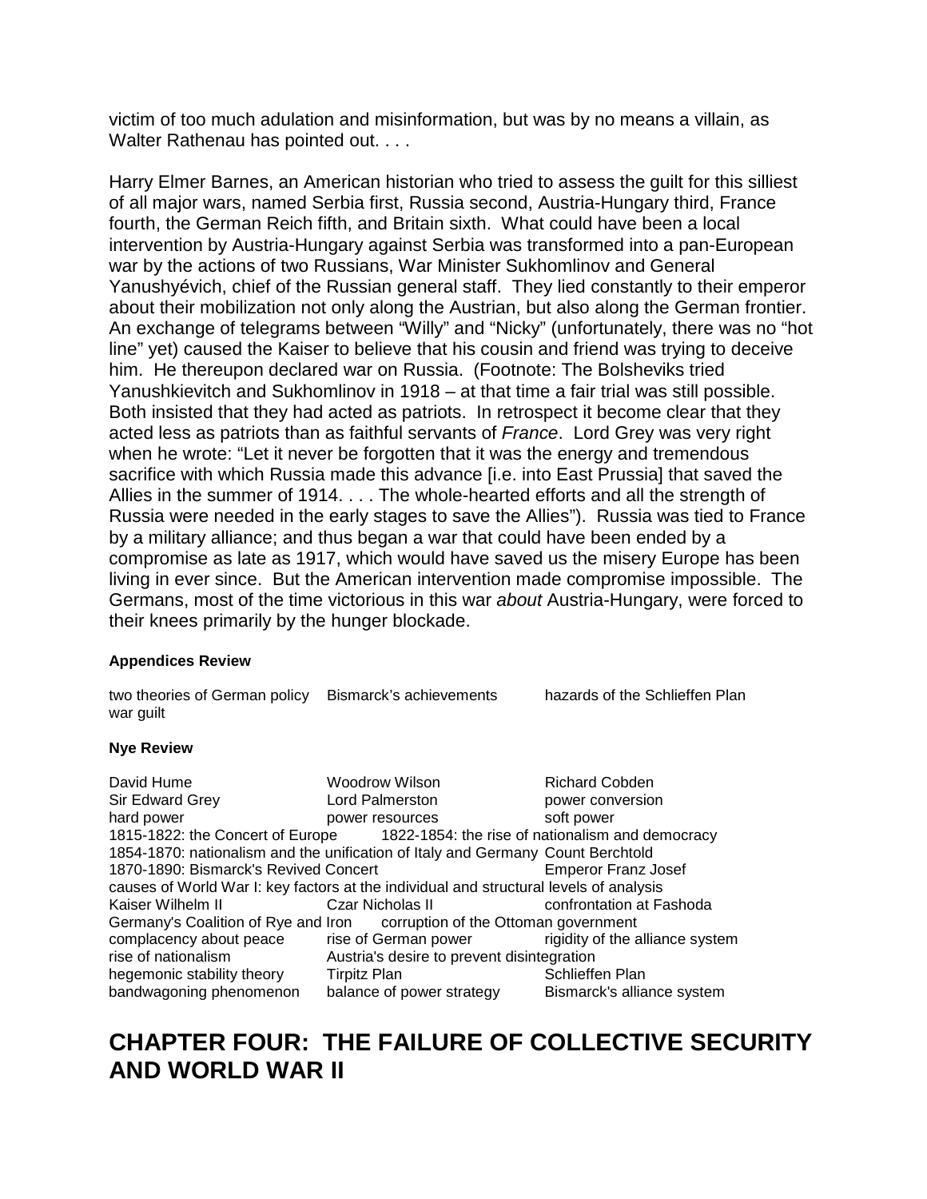victim of too much adulation and misinformation, but was by no means a villain, as Walter Rathenau has pointed out. . . .

Harry Elmer Barnes, an American historian who tried to assess the guilt for this silliest of all major wars, named Serbia first, Russia second, Austria-Hungary third, France fourth, the German Reich fifth, and Britain sixth. What could have been a local intervention by Austria-Hungary against Serbia was transformed into a pan-European war by the actions of two Russians, War Minister Sukhomlinov and General Yanushyévich, chief of the Russian general staff. They lied constantly to their emperor about their mobilization not only along the Austrian, but also along the German frontier. An exchange of telegrams between "Willy" and "Nicky" (unfortunately, there was no "hot line" yet) caused the Kaiser to believe that his cousin and friend was trying to deceive him. He thereupon declared war on Russia. (Footnote: The Bolsheviks tried Yanushkievitch and Sukhomlinov in 1918 – at that time a fair trial was still possible. Both insisted that they had acted as patriots. In retrospect it become clear that they acted less as patriots than as faithful servants of *France*. Lord Grey was very right when he wrote: "Let it never be forgotten that it was the energy and tremendous sacrifice with which Russia made this advance [i.e. into East Prussia] that saved the Allies in the summer of 1914. . . . The whole-hearted efforts and all the strength of Russia were needed in the early stages to save the Allies"). Russia was tied to France by a military alliance; and thus began a war that could have been ended by a compromise as late as 1917, which would have saved us the misery Europe has been living in ever since. But the American intervention made compromise impossible. The Germans, most of the time victorious in this war *about* Austria-Hungary, were forced to their knees primarily by the hunger blockade.

**Appendices Review**

two theories of German policy | Bismarck's achievements | hazards of the Schlieffen Plan
war guilt

**Nye Review**

David Hume | Woodrow Wilson | Richard Cobden
Sir Edward Grey | Lord Palmerston | power conversion
hard power | power resources | soft power
1815-1822: the Concert of Europe | 1822-1854: the rise of nationalism and democracy
1854-1870: nationalism and the unification of Italy and Germany | Count Berchtold
1870-1890: Bismarck's Revived Concert | Emperor Franz Josef
causes of World War I: key factors at the individual and structural levels of analysis
Kaiser Wilhelm II | Czar Nicholas II | confrontation at Fashoda
Germany's Coalition of Rye and Iron | corruption of the Ottoman government
complacency about peace | rise of German power | rigidity of the alliance system
rise of nationalism | Austria's desire to prevent disintegration
hegemonic stability theory | Tirpitz Plan | Schlieffen Plan
bandwagoning phenomenon | balance of power strategy | Bismarck's alliance system

# CHAPTER FOUR: THE FAILURE OF COLLECTIVE SECURITY AND WORLD WAR II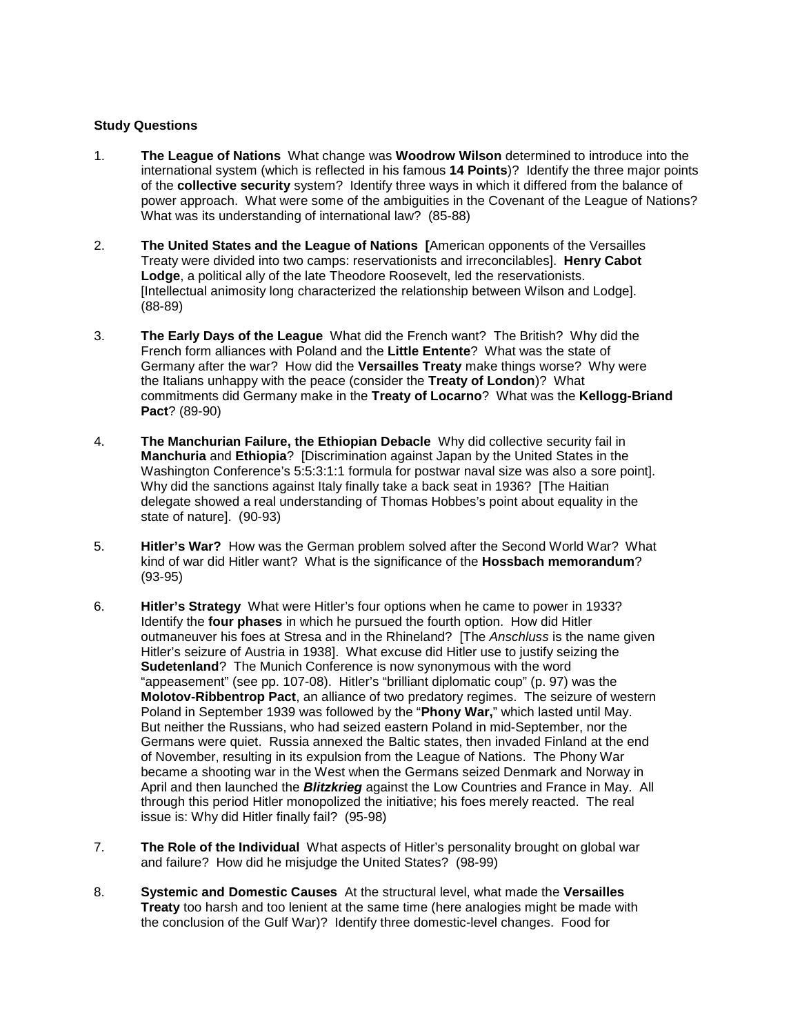**Study Questions**

1. **The League of Nations** What change was **Woodrow Wilson** determined to introduce into the international system (which is reflected in his famous **14 Points**)? Identify the three major points of the **collective security** system? Identify three ways in which it differed from the balance of power approach. What were some of the ambiguities in the Covenant of the League of Nations? What was its understanding of international law? (85-88)

2. **The United States and the League of Nations** [American opponents of the Versailles Treaty were divided into two camps: reservationists and irreconcilables]. **Henry Cabot Lodge**, a political ally of the late Theodore Roosevelt, led the reservationists. [Intellectual animosity long characterized the relationship between Wilson and Lodge]. (88-89)

3. **The Early Days of the League** What did the French want? The British? Why did the French form alliances with Poland and the **Little Entente**? What was the state of Germany after the war? How did the **Versailles Treaty** make things worse? Why were the Italians unhappy with the peace (consider the **Treaty of London**)? What commitments did Germany make in the **Treaty of Locarno**? What was the **Kellogg-Briand Pact**? (89-90)

4. **The Manchurian Failure, the Ethiopian Debacle** Why did collective security fail in **Manchuria** and **Ethiopia**? [Discrimination against Japan by the United States in the Washington Conference's 5:5:3:1:1 formula for postwar naval size was also a sore point]. Why did the sanctions against Italy finally take a back seat in 1936? [The Haitian delegate showed a real understanding of Thomas Hobbes's point about equality in the state of nature]. (90-93)

5. **Hitler's War?** How was the German problem solved after the Second World War? What kind of war did Hitler want? What is the significance of the **Hossbach memorandum**? (93-95)

6. **Hitler's Strategy** What were Hitler's four options when he came to power in 1933? Identify the **four phases** in which he pursued the fourth option. How did Hitler outmaneuver his foes at Stresa and in the Rhineland? [The *Anschluss* is the name given Hitler's seizure of Austria in 1938]. What excuse did Hitler use to justify seizing the **Sudetenland**? The Munich Conference is now synonymous with the word "appeasement" (see pp. 107-08). Hitler's "brilliant diplomatic coup" (p. 97) was the **Molotov-Ribbentrop Pact**, an alliance of two predatory regimes. The seizure of western Poland in September 1939 was followed by the "**Phony War,**" which lasted until May. But neither the Russians, who had seized eastern Poland in mid-September, nor the Germans were quiet. Russia annexed the Baltic states, then invaded Finland at the end of November, resulting in its expulsion from the League of Nations. The Phony War became a shooting war in the West when the Germans seized Denmark and Norway in April and then launched the ***Blitzkrieg*** against the Low Countries and France in May. All through this period Hitler monopolized the initiative; his foes merely reacted. The real issue is: Why did Hitler finally fail? (95-98)

7. **The Role of the Individual** What aspects of Hitler's personality brought on global war and failure? How did he misjudge the United States? (98-99)

8. **Systemic and Domestic Causes** At the structural level, what made the **Versailles Treaty** too harsh and too lenient at the same time (here analogies might be made with the conclusion of the Gulf War)? Identify three domestic-level changes. Food for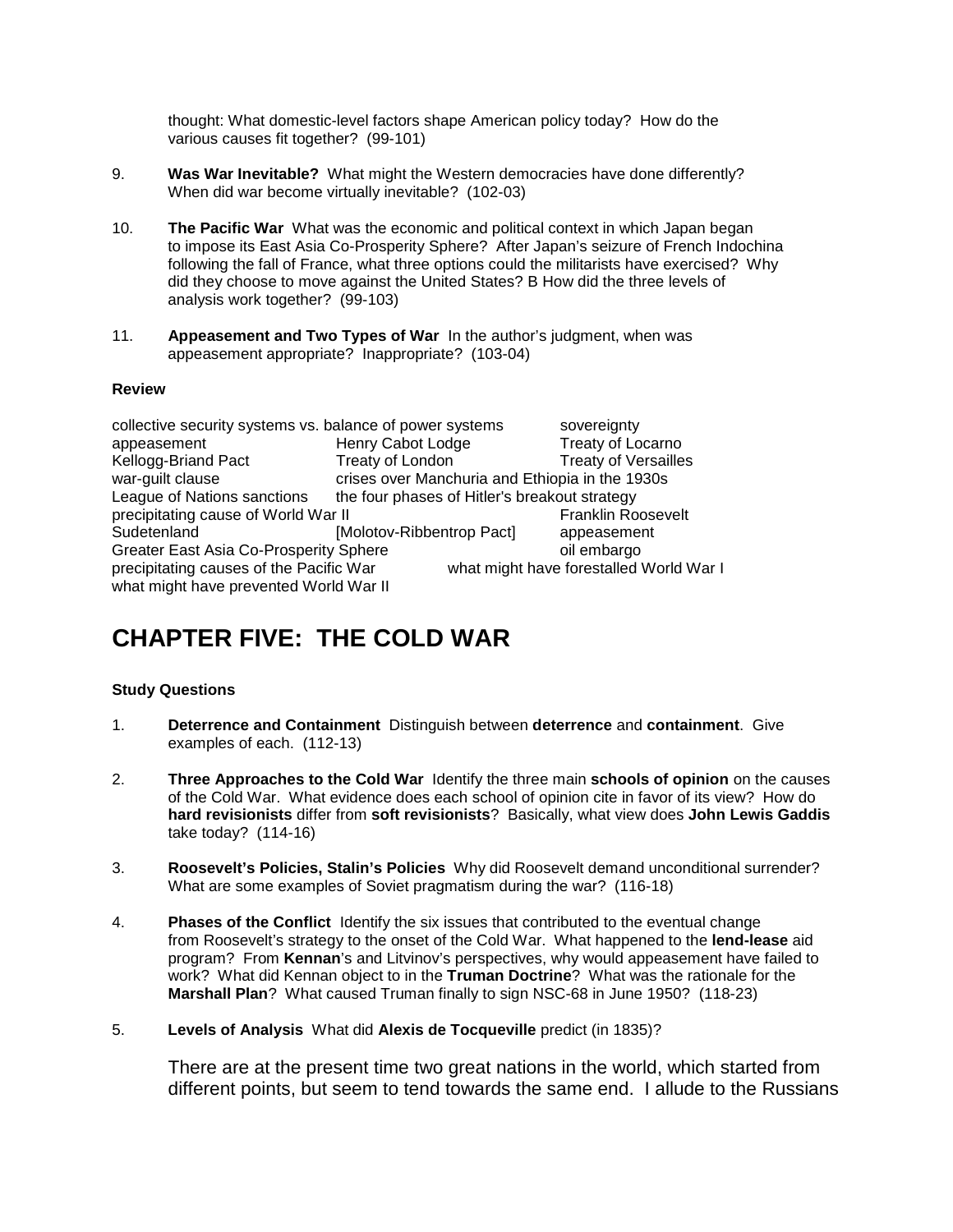thought: What domestic-level factors shape American policy today? How do the various causes fit together? (99-101)

9. **Was War Inevitable?** What might the Western democracies have done differently? When did war become virtually inevitable? (102-03)

10. **The Pacific War** What was the economic and political context in which Japan began to impose its East Asia Co-Prosperity Sphere? After Japan's seizure of French Indochina following the fall of France, what three options could the militarists have exercised? Why did they choose to move against the United States? B How did the three levels of analysis work together? (99-103)

11. **Appeasement and Two Types of War** In the author's judgment, when was appeasement appropriate? Inappropriate? (103-04)

**Review**

collective security systems vs. balance of power systems | sovereignty
appeasement | Henry Cabot Lodge | Treaty of Locarno
Kellogg-Briand Pact | Treaty of London | Treaty of Versailles
war-guilt clause | crises over Manchuria and Ethiopia in the 1930s
League of Nations sanctions | the four phases of Hitler's breakout strategy
precipitating cause of World War II | Franklin Roosevelt
Sudetenland | [Molotov-Ribbentrop Pact] | appeasement
Greater East Asia Co-Prosperity Sphere | oil embargo
precipitating causes of the Pacific War | what might have forestalled World War I
what might have prevented World War II

# CHAPTER FIVE: THE COLD WAR

**Study Questions**

1. **Deterrence and Containment** Distinguish between **deterrence** and **containment**. Give examples of each. (112-13)

2. **Three Approaches to the Cold War** Identify the three main **schools of opinion** on the causes of the Cold War. What evidence does each school of opinion cite in favor of its view? How do **hard revisionists** differ from **soft revisionists**? Basically, what view does **John Lewis Gaddis** take today? (114-16)

3. **Roosevelt's Policies, Stalin's Policies** Why did Roosevelt demand unconditional surrender? What are some examples of Soviet pragmatism during the war? (116-18)

4. **Phases of the Conflict** Identify the six issues that contributed to the eventual change from Roosevelt's strategy to the onset of the Cold War. What happened to the **lend-lease** aid program? From **Kennan**'s and Litvinov's perspectives, why would appeasement have failed to work? What did Kennan object to in the **Truman Doctrine**? What was the rationale for the **Marshall Plan**? What caused Truman finally to sign NSC-68 in June 1950? (118-23)

5. **Levels of Analysis** What did **Alexis de Tocqueville** predict (in 1835)?

   There are at the present time two great nations in the world, which started from different points, but seem to tend towards the same end. I allude to the Russians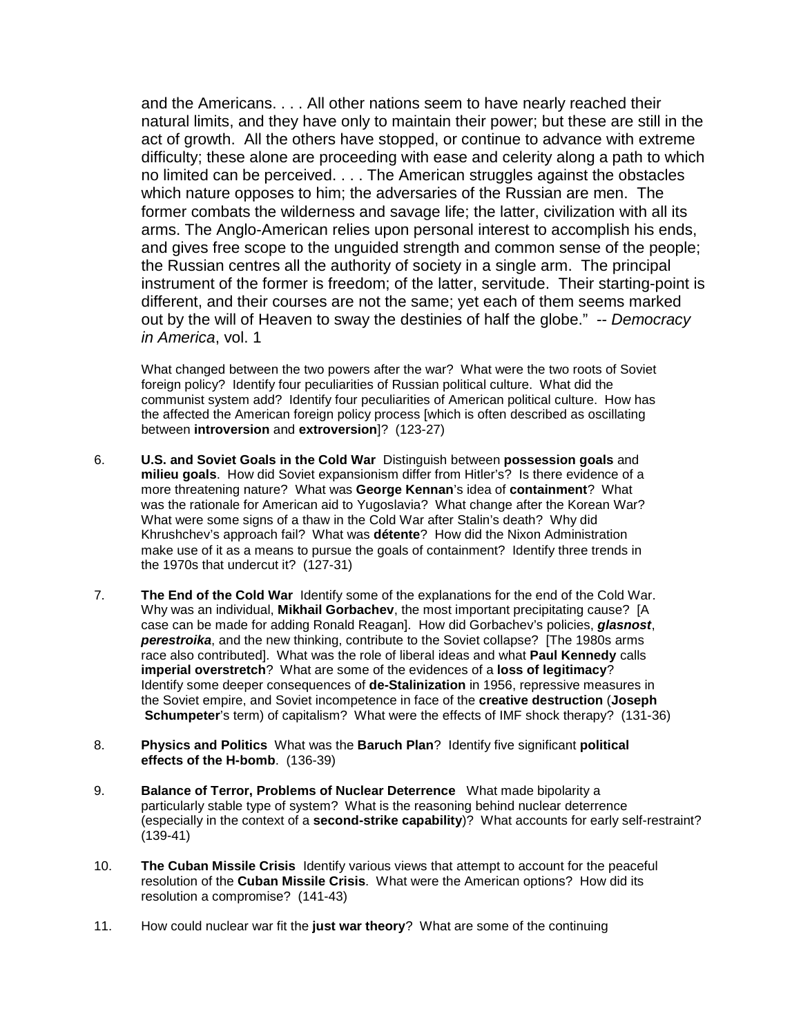and the Americans. . . . All other nations seem to have nearly reached their natural limits, and they have only to maintain their power; but these are still in the act of growth. All the others have stopped, or continue to advance with extreme difficulty; these alone are proceeding with ease and celerity along a path to which no limited can be perceived. . . . The American struggles against the obstacles which nature opposes to him; the adversaries of the Russian are men. The former combats the wilderness and savage life; the latter, civilization with all its arms. The Anglo-American relies upon personal interest to accomplish his ends, and gives free scope to the unguided strength and common sense of the people; the Russian centres all the authority of society in a single arm. The principal instrument of the former is freedom; of the latter, servitude. Their starting-point is different, and their courses are not the same; yet each of them seems marked out by the will of Heaven to sway the destinies of half the globe." -- *Democracy in America*, vol. 1

What changed between the two powers after the war? What were the two roots of Soviet foreign policy? Identify four peculiarities of Russian political culture. What did the communist system add? Identify four peculiarities of American political culture. How has the affected the American foreign policy process [which is often described as oscillating between **introversion** and **extroversion**]? (123-27)

6. **U.S. and Soviet Goals in the Cold War** Distinguish between **possession goals** and **milieu goals**. How did Soviet expansionism differ from Hitler's? Is there evidence of a more threatening nature? What was **George Kennan**'s idea of **containment**? What was the rationale for American aid to Yugoslavia? What change after the Korean War? What were some signs of a thaw in the Cold War after Stalin's death? Why did Khrushchev's approach fail? What was **détente**? How did the Nixon Administration make use of it as a means to pursue the goals of containment? Identify three trends in the 1970s that undercut it? (127-31)

7. **The End of the Cold War** Identify some of the explanations for the end of the Cold War. Why was an individual, **Mikhail Gorbachev**, the most important precipitating cause? [A case can be made for adding Ronald Reagan]. How did Gorbachev's policies, ***glasnost***, ***perestroika***, and the new thinking, contribute to the Soviet collapse? [The 1980s arms race also contributed]. What was the role of liberal ideas and what **Paul Kennedy** calls **imperial overstretch**? What are some of the evidences of a **loss of legitimacy**? Identify some deeper consequences of **de-Stalinization** in 1956, repressive measures in the Soviet empire, and Soviet incompetence in face of the **creative destruction** (**Joseph Schumpeter**'s term) of capitalism? What were the effects of IMF shock therapy? (131-36)

8. **Physics and Politics** What was the **Baruch Plan**? Identify five significant **political effects of the H-bomb**. (136-39)

9. **Balance of Terror, Problems of Nuclear Deterrence** What made bipolarity a particularly stable type of system? What is the reasoning behind nuclear deterrence (especially in the context of a **second-strike capability**)? What accounts for early self-restraint? (139-41)

10. **The Cuban Missile Crisis** Identify various views that attempt to account for the peaceful resolution of the **Cuban Missile Crisis**. What were the American options? How did its resolution a compromise? (141-43)

11. How could nuclear war fit the **just war theory**? What are some of the continuing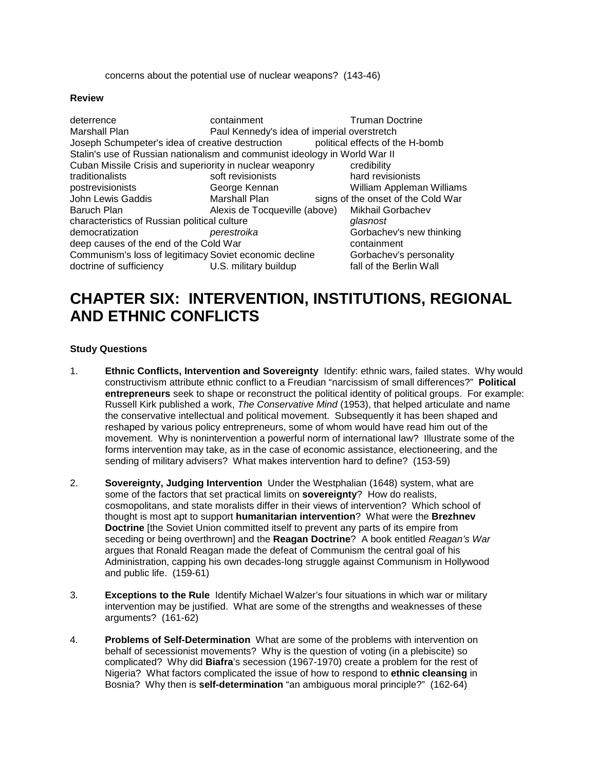concerns about the potential use of nuclear weapons? (143-46)

**Review**

| | | |
|---|---|---|
| deterrence | containment | Truman Doctrine |
| Marshall Plan | Paul Kennedy's idea of imperial overstretch | |
| Joseph Schumpeter's idea of creative destruction | | political effects of the H-bomb |
| Stalin's use of Russian nationalism and communist ideology in World War II | | |
| Cuban Missile Crisis and superiority in nuclear weaponry | | credibility |
| traditionalists | soft revisionists | hard revisionists |
| postrevisionists | George Kennan | William Appleman Williams |
| John Lewis Gaddis | Marshall Plan | signs of the onset of the Cold War |
| Baruch Plan | Alexis de Tocqueville (above) | Mikhail Gorbachev |
| characteristics of Russian political culture | | *glasnost* |
| democratization | *perestroika* | Gorbachev's new thinking |
| deep causes of the end of the Cold War | | containment |
| Communism's loss of legitimacy | Soviet economic decline | Gorbachev's personality |
| doctrine of sufficiency | U.S. military buildup | fall of the Berlin Wall |

# CHAPTER SIX: INTERVENTION, INSTITUTIONS, REGIONAL AND ETHNIC CONFLICTS

**Study Questions**

1. **Ethnic Conflicts, Intervention and Sovereignty** Identify: ethnic wars, failed states. Why would constructivism attribute ethnic conflict to a Freudian "narcissism of small differences?" **Political entrepreneurs** seek to shape or reconstruct the political identity of political groups. For example: Russell Kirk published a work, *The Conservative Mind* (1953), that helped articulate and name the conservative intellectual and political movement. Subsequently it has been shaped and reshaped by various policy entrepreneurs, some of whom would have read him out of the movement. Why is nonintervention a powerful norm of international law? Illustrate some of the forms intervention may take, as in the case of economic assistance, electioneering, and the sending of military advisers? What makes intervention hard to define? (153-59)

2. **Sovereignty, Judging Intervention** Under the Westphalian (1648) system, what are some of the factors that set practical limits on **sovereignty**? How do realists, cosmopolitans, and state moralists differ in their views of intervention? Which school of thought is most apt to support **humanitarian intervention**? What were the **Brezhnev Doctrine** [the Soviet Union committed itself to prevent any parts of its empire from seceding or being overthrown] and the **Reagan Doctrine**? A book entitled *Reagan's War* argues that Ronald Reagan made the defeat of Communism the central goal of his Administration, capping his own decades-long struggle against Communism in Hollywood and public life. (159-61)

3. **Exceptions to the Rule** Identify Michael Walzer's four situations in which war or military intervention may be justified. What are some of the strengths and weaknesses of these arguments? (161-62)

4. **Problems of Self-Determination** What are some of the problems with intervention on behalf of secessionist movements? Why is the question of voting (in a plebiscite) so complicated? Why did **Biafra**'s secession (1967-1970) create a problem for the rest of Nigeria? What factors complicated the issue of how to respond to **ethnic cleansing** in Bosnia? Why then is **self-determination** "an ambiguous moral principle?" (162-64)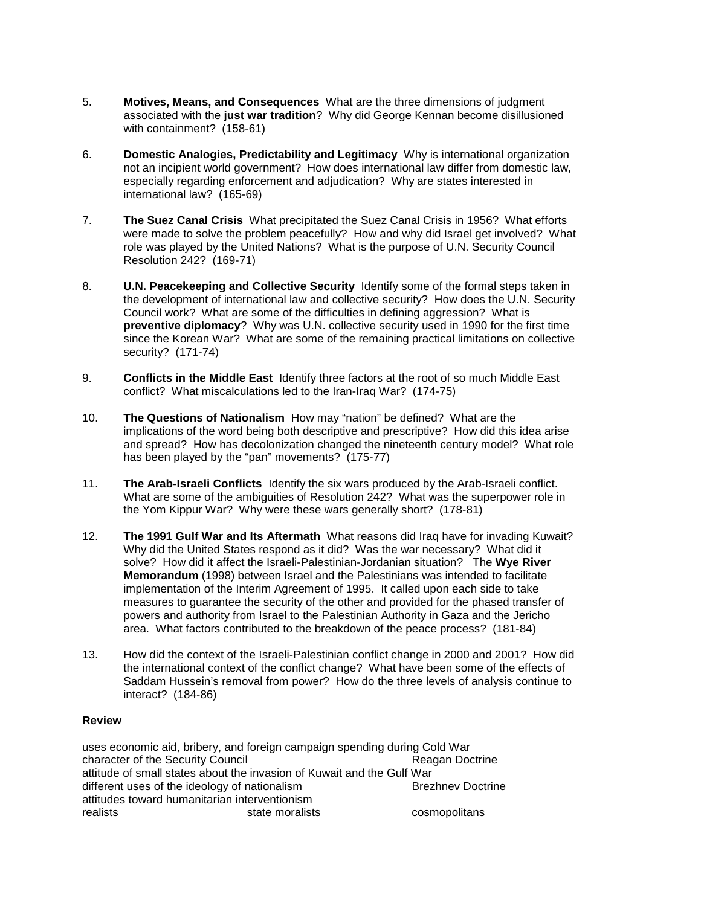5. **Motives, Means, and Consequences** What are the three dimensions of judgment associated with the **just war tradition**? Why did George Kennan become disillusioned with containment? (158-61)

6. **Domestic Analogies, Predictability and Legitimacy** Why is international organization not an incipient world government? How does international law differ from domestic law, especially regarding enforcement and adjudication? Why are states interested in international law? (165-69)

7. **The Suez Canal Crisis** What precipitated the Suez Canal Crisis in 1956? What efforts were made to solve the problem peacefully? How and why did Israel get involved? What role was played by the United Nations? What is the purpose of U.N. Security Council Resolution 242? (169-71)

8. **U.N. Peacekeeping and Collective Security** Identify some of the formal steps taken in the development of international law and collective security? How does the U.N. Security Council work? What are some of the difficulties in defining aggression? What is **preventive diplomacy**? Why was U.N. collective security used in 1990 for the first time since the Korean War? What are some of the remaining practical limitations on collective security? (171-74)

9. **Conflicts in the Middle East** Identify three factors at the root of so much Middle East conflict? What miscalculations led to the Iran-Iraq War? (174-75)

10. **The Questions of Nationalism** How may "nation" be defined? What are the implications of the word being both descriptive and prescriptive? How did this idea arise and spread? How has decolonization changed the nineteenth century model? What role has been played by the "pan" movements? (175-77)

11. **The Arab-Israeli Conflicts** Identify the six wars produced by the Arab-Israeli conflict. What are some of the ambiguities of Resolution 242? What was the superpower role in the Yom Kippur War? Why were these wars generally short? (178-81)

12. **The 1991 Gulf War and Its Aftermath** What reasons did Iraq have for invading Kuwait? Why did the United States respond as it did? Was the war necessary? What did it solve? How did it affect the Israeli-Palestinian-Jordanian situation? The **Wye River Memorandum** (1998) between Israel and the Palestinians was intended to facilitate implementation of the Interim Agreement of 1995. It called upon each side to take measures to guarantee the security of the other and provided for the phased transfer of powers and authority from Israel to the Palestinian Authority in Gaza and the Jericho area. What factors contributed to the breakdown of the peace process? (181-84)

13. How did the context of the Israeli-Palestinian conflict change in 2000 and 2001? How did the international context of the conflict change? What have been some of the effects of Saddam Hussein's removal from power? How do the three levels of analysis continue to interact? (184-86)

**Review**

uses economic aid, bribery, and foreign campaign spending during Cold War
character of the Security Council
Reagan Doctrine
attitude of small states about the invasion of Kuwait and the Gulf War
different uses of the ideology of nationalism
Brezhnev Doctrine
attitudes toward humanitarian interventionism
realists
state moralists
cosmopolitans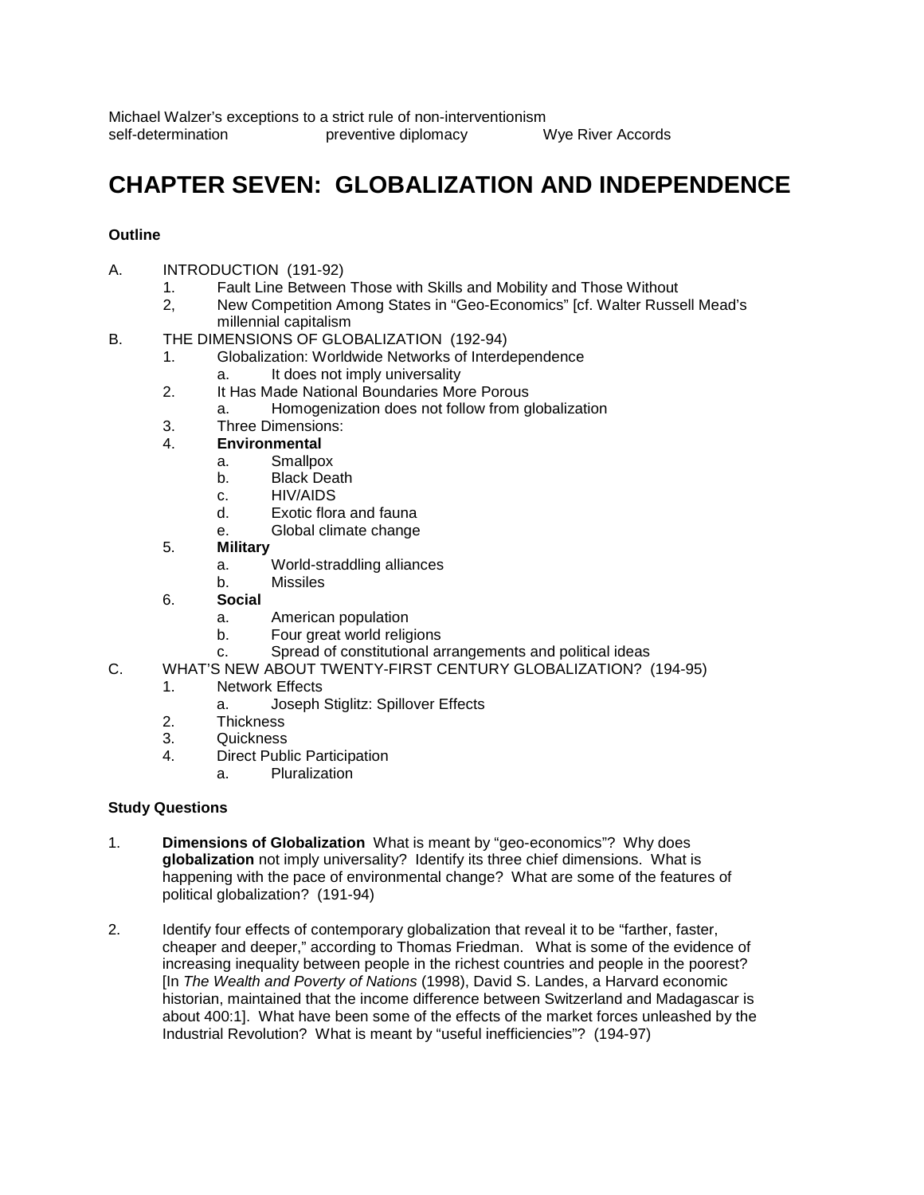Michael Walzer's exceptions to a strict rule of non-interventionism
self-determination preventive diplomacy Wye River Accords

# CHAPTER SEVEN: GLOBALIZATION AND INDEPENDENCE

**Outline**

A. INTRODUCTION (191-92)
   1. Fault Line Between Those with Skills and Mobility and Those Without
   2, New Competition Among States in "Geo-Economics" [cf. Walter Russell Mead's millennial capitalism

B. THE DIMENSIONS OF GLOBALIZATION (192-94)
   1. Globalization: Worldwide Networks of Interdependence
      a. It does not imply universality
   2. It Has Made National Boundaries More Porous
      a. Homogenization does not follow from globalization
   3. Three Dimensions:
   4. **Environmental**
      a. Smallpox
      b. Black Death
      c. HIV/AIDS
      d. Exotic flora and fauna
      e. Global climate change
   5. **Military**
      a. World-straddling alliances
      b. Missiles
   6. **Social**
      a. American population
      b. Four great world religions
      c. Spread of constitutional arrangements and political ideas

C. WHAT'S NEW ABOUT TWENTY-FIRST CENTURY GLOBALIZATION? (194-95)
   1. Network Effects
      a. Joseph Stiglitz: Spillover Effects
   2. Thickness
   3. Quickness
   4. Direct Public Participation
      a. Pluralization

**Study Questions**

1. **Dimensions of Globalization** What is meant by "geo-economics"? Why does **globalization** not imply universality? Identify its three chief dimensions. What is happening with the pace of environmental change? What are some of the features of political globalization? (191-94)

2. Identify four effects of contemporary globalization that reveal it to be "farther, faster, cheaper and deeper," according to Thomas Friedman. What is some of the evidence of increasing inequality between people in the richest countries and people in the poorest? [In *The Wealth and Poverty of Nations* (1998), David S. Landes, a Harvard economic historian, maintained that the income difference between Switzerland and Madagascar is about 400:1]. What have been some of the effects of the market forces unleashed by the Industrial Revolution? What is meant by "useful inefficiencies"? (194-97)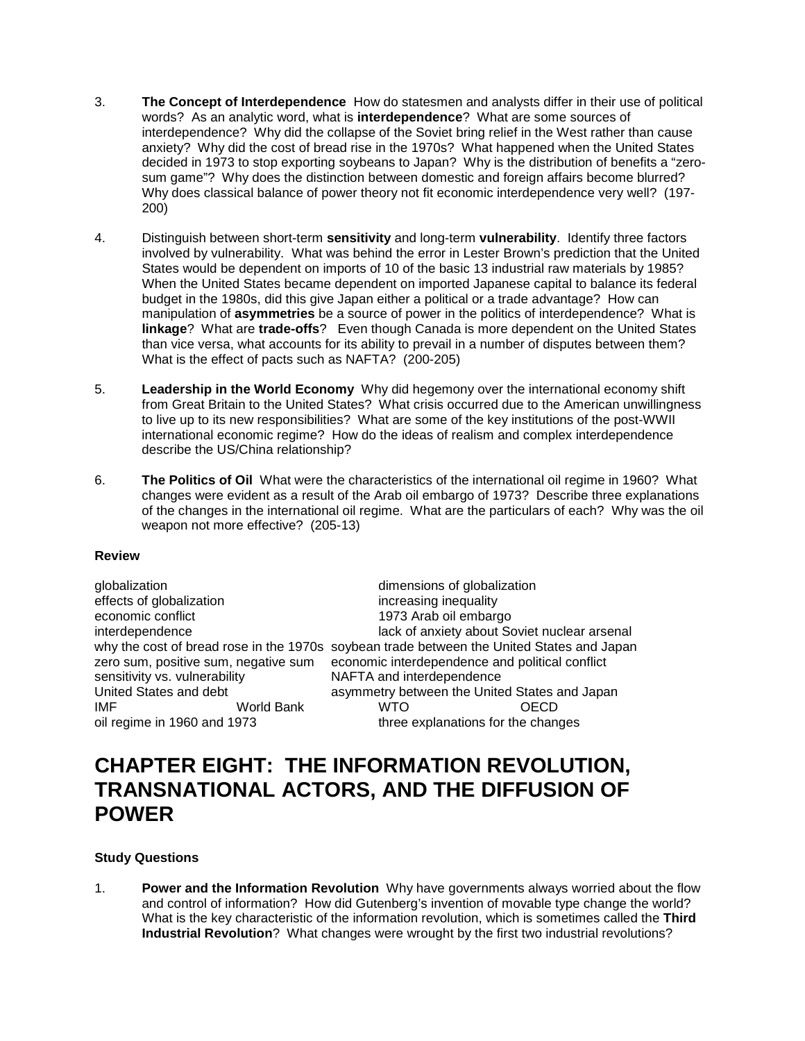3. **The Concept of Interdependence** How do statesmen and analysts differ in their use of political words? As an analytic word, what is **interdependence**? What are some sources of interdependence? Why did the collapse of the Soviet bring relief in the West rather than cause anxiety? Why did the cost of bread rise in the 1970s? What happened when the United States decided in 1973 to stop exporting soybeans to Japan? Why is the distribution of benefits a "zero-sum game"? Why does the distinction between domestic and foreign affairs become blurred? Why does classical balance of power theory not fit economic interdependence very well? (197-200)

4. Distinguish between short-term **sensitivity** and long-term **vulnerability**. Identify three factors involved by vulnerability. What was behind the error in Lester Brown's prediction that the United States would be dependent on imports of 10 of the basic 13 industrial raw materials by 1985? When the United States became dependent on imported Japanese capital to balance its federal budget in the 1980s, did this give Japan either a political or a trade advantage? How can manipulation of **asymmetries** be a source of power in the politics of interdependence? What is **linkage**? What are **trade-offs**? Even though Canada is more dependent on the United States than vice versa, what accounts for its ability to prevail in a number of disputes between them? What is the effect of pacts such as NAFTA? (200-205)

5. **Leadership in the World Economy** Why did hegemony over the international economy shift from Great Britain to the United States? What crisis occurred due to the American unwillingness to live up to its new responsibilities? What are some of the key institutions of the post-WWII international economic regime? How do the ideas of realism and complex interdependence describe the US/China relationship?

6. **The Politics of Oil** What were the characteristics of the international oil regime in 1960? What changes were evident as a result of the Arab oil embargo of 1973? Describe three explanations of the changes in the international oil regime. What are the particulars of each? Why was the oil weapon not more effective? (205-13)

**Review**

| | |
|---|---|
| globalization | dimensions of globalization |
| effects of globalization | increasing inequality |
| economic conflict | 1973 Arab oil embargo |
| interdependence | lack of anxiety about Soviet nuclear arsenal |
| why the cost of bread rose in the 1970s | soybean trade between the United States and Japan |
| zero sum, positive sum, negative sum | economic interdependence and political conflict |
| sensitivity vs. vulnerability | NAFTA and interdependence |
| United States and debt | asymmetry between the United States and Japan |
| IMF &nbsp;&nbsp;&nbsp; World Bank | WTO &nbsp;&nbsp;&nbsp; OECD |
| oil regime in 1960 and 1973 | three explanations for the changes |

# CHAPTER EIGHT: THE INFORMATION REVOLUTION, TRANSNATIONAL ACTORS, AND THE DIFFUSION OF POWER

**Study Questions**

1. **Power and the Information Revolution** Why have governments always worried about the flow and control of information? How did Gutenberg's invention of movable type change the world? What is the key characteristic of the information revolution, which is sometimes called the **Third Industrial Revolution**? What changes were wrought by the first two industrial revolutions?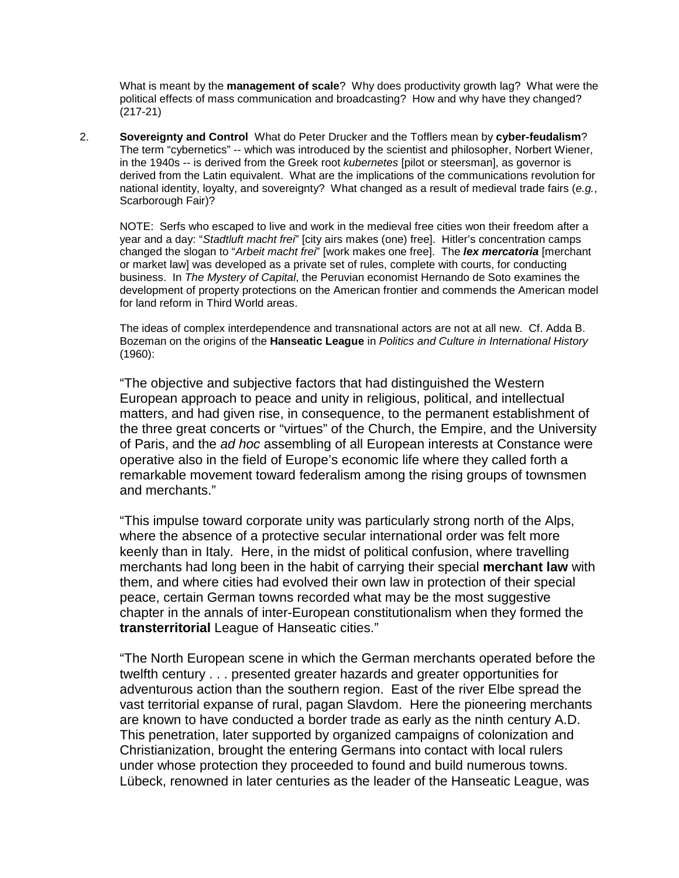What is meant by the **management of scale**? Why does productivity growth lag? What were the political effects of mass communication and broadcasting? How and why have they changed? (217-21)

2. **Sovereignty and Control** What do Peter Drucker and the Tofflers mean by **cyber-feudalism**? The term "cybernetics" -- which was introduced by the scientist and philosopher, Norbert Wiener, in the 1940s -- is derived from the Greek root *kubernetes* [pilot or steersman], as governor is derived from the Latin equivalent. What are the implications of the communications revolution for national identity, loyalty, and sovereignty? What changed as a result of medieval trade fairs (*e.g.*, Scarborough Fair)?

   NOTE: Serfs who escaped to live and work in the medieval free cities won their freedom after a year and a day: "*Stadtluft macht frei*" [city airs makes (one) free]. Hitler's concentration camps changed the slogan to "*Arbeit macht frei*" [work makes one free]. The ***lex mercatoria*** [merchant or market law] was developed as a private set of rules, complete with courts, for conducting business. In *The Mystery of Capital*, the Peruvian economist Hernando de Soto examines the development of property protections on the American frontier and commends the American model for land reform in Third World areas.

   The ideas of complex interdependence and transnational actors are not at all new. Cf. Adda B. Bozeman on the origins of the **Hanseatic League** in *Politics and Culture in International History* (1960):

   "The objective and subjective factors that had distinguished the Western European approach to peace and unity in religious, political, and intellectual matters, and had given rise, in consequence, to the permanent establishment of the three great concerts or "virtues" of the Church, the Empire, and the University of Paris, and the *ad hoc* assembling of all European interests at Constance were operative also in the field of Europe's economic life where they called forth a remarkable movement toward federalism among the rising groups of townsmen and merchants."

   "This impulse toward corporate unity was particularly strong north of the Alps, where the absence of a protective secular international order was felt more keenly than in Italy. Here, in the midst of political confusion, where travelling merchants had long been in the habit of carrying their special **merchant law** with them, and where cities had evolved their own law in protection of their special peace, certain German towns recorded what may be the most suggestive chapter in the annals of inter-European constitutionalism when they formed the **transterritorial** League of Hanseatic cities."

   "The North European scene in which the German merchants operated before the twelfth century . . . presented greater hazards and greater opportunities for adventurous action than the southern region. East of the river Elbe spread the vast territorial expanse of rural, pagan Slavdom. Here the pioneering merchants are known to have conducted a border trade as early as the ninth century A.D. This penetration, later supported by organized campaigns of colonization and Christianization, brought the entering Germans into contact with local rulers under whose protection they proceeded to found and build numerous towns. Lübeck, renowned in later centuries as the leader of the Hanseatic League, was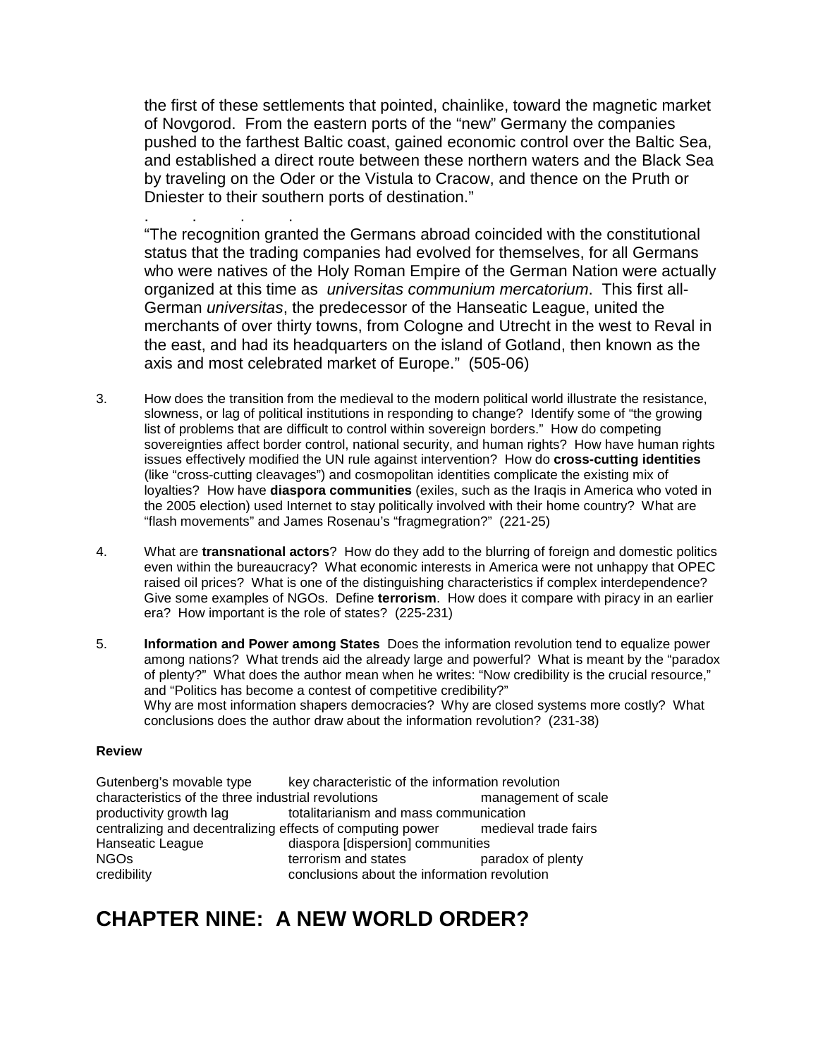the first of these settlements that pointed, chainlike, toward the magnetic market of Novgorod. From the eastern ports of the "new" Germany the companies pushed to the farthest Baltic coast, gained economic control over the Baltic Sea, and established a direct route between these northern waters and the Black Sea by traveling on the Oder or the Vistula to Cracow, and thence on the Pruth or Dniester to their southern ports of destination."

. . . .

"The recognition granted the Germans abroad coincided with the constitutional status that the trading companies had evolved for themselves, for all Germans who were natives of the Holy Roman Empire of the German Nation were actually organized at this time as *universitas communium mercatorium*. This first all-German *universitas*, the predecessor of the Hanseatic League, united the merchants of over thirty towns, from Cologne and Utrecht in the west to Reval in the east, and had its headquarters on the island of Gotland, then known as the axis and most celebrated market of Europe." (505-06)

3. How does the transition from the medieval to the modern political world illustrate the resistance, slowness, or lag of political institutions in responding to change? Identify some of "the growing list of problems that are difficult to control within sovereign borders." How do competing sovereignties affect border control, national security, and human rights? How have human rights issues effectively modified the UN rule against intervention? How do **cross-cutting identities** (like "cross-cutting cleavages") and cosmopolitan identities complicate the existing mix of loyalties? How have **diaspora communities** (exiles, such as the Iraqis in America who voted in the 2005 election) used Internet to stay politically involved with their home country? What are "flash movements" and James Rosenau's "fragmegration?" (221-25)

4. What are **transnational actors**? How do they add to the blurring of foreign and domestic politics even within the bureaucracy? What economic interests in America were not unhappy that OPEC raised oil prices? What is one of the distinguishing characteristics if complex interdependence? Give some examples of NGOs. Define **terrorism**. How does it compare with piracy in an earlier era? How important is the role of states? (225-231)

5. **Information and Power among States** Does the information revolution tend to equalize power among nations? What trends aid the already large and powerful? What is meant by the "paradox of plenty?" What does the author mean when he writes: "Now credibility is the crucial resource," and "Politics has become a contest of competitive credibility?"
Why are most information shapers democracies? Why are closed systems more costly? What conclusions does the author draw about the information revolution? (231-38)

**Review**

| | | |
|---|---|---|
| Gutenberg's movable type | key characteristic of the information revolution | |
| characteristics of the three industrial revolutions | | management of scale |
| productivity growth lag | totalitarianism and mass communication | |
| centralizing and decentralizing effects of computing power | | medieval trade fairs |
| Hanseatic League | diaspora [dispersion] communities | |
| NGOs | terrorism and states | paradox of plenty |
| credibility | conclusions about the information revolution | |

# CHAPTER NINE: A NEW WORLD ORDER?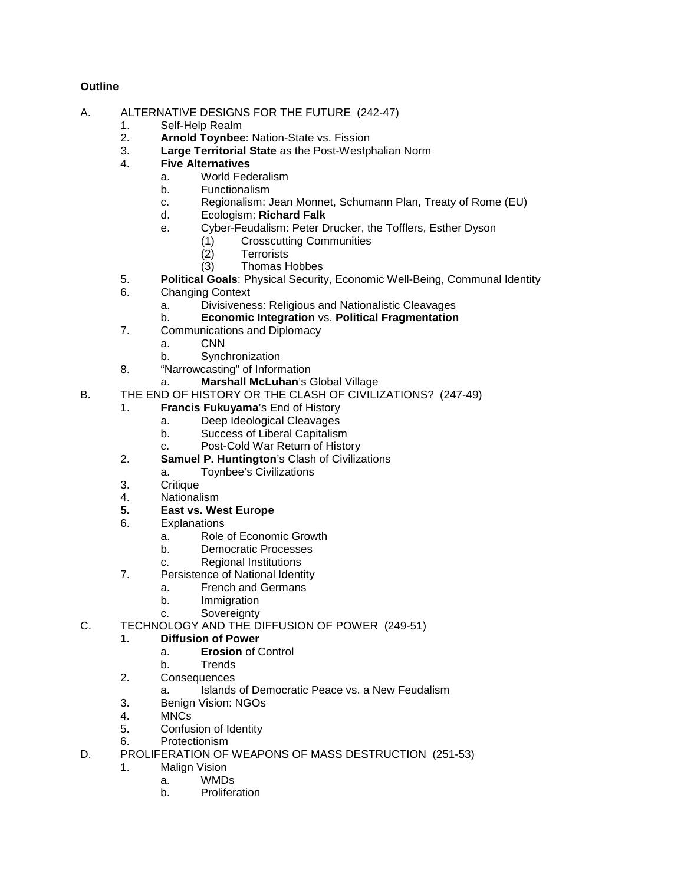**Outline**

A. ALTERNATIVE DESIGNS FOR THE FUTURE (242-47)
   1. Self-Help Realm
   2. **Arnold Toynbee**: Nation-State vs. Fission
   3. **Large Territorial State** as the Post-Westphalian Norm
   4. **Five Alternatives**
      a. World Federalism
      b. Functionalism
      c. Regionalism: Jean Monnet, Schumann Plan, Treaty of Rome (EU)
      d. Ecologism: **Richard Falk**
      e. Cyber-Feudalism: Peter Drucker, the Tofflers, Esther Dyson
         (1) Crosscutting Communities
         (2) Terrorists
         (3) Thomas Hobbes
   5. **Political Goals**: Physical Security, Economic Well-Being, Communal Identity
   6. Changing Context
      a. Divisiveness: Religious and Nationalistic Cleavages
      b. **Economic Integration** vs. **Political Fragmentation**
   7. Communications and Diplomacy
      a. CNN
      b. Synchronization
   8. "Narrowcasting" of Information
      a. **Marshall McLuhan**'s Global Village

B. THE END OF HISTORY OR THE CLASH OF CIVILIZATIONS? (247-49)
   1. **Francis Fukuyama**'s End of History
      a. Deep Ideological Cleavages
      b. Success of Liberal Capitalism
      c. Post-Cold War Return of History
   2. **Samuel P. Huntington**'s Clash of Civilizations
      a. Toynbee's Civilizations
   3. Critique
   4. Nationalism
   5. **East vs. West Europe**
   6. Explanations
      a. Role of Economic Growth
      b. Democratic Processes
      c. Regional Institutions
   7. Persistence of National Identity
      a. French and Germans
      b. Immigration
      c. Sovereignty

C. TECHNOLOGY AND THE DIFFUSION OF POWER (249-51)
   1. **Diffusion of Power**
      a. **Erosion** of Control
      b. Trends
   2. Consequences
      a. Islands of Democratic Peace vs. a New Feudalism
   3. Benign Vision: NGOs
   4. MNCs
   5. Confusion of Identity
   6. Protectionism

D. PROLIFERATION OF WEAPONS OF MASS DESTRUCTION (251-53)
   1. Malign Vision
      a. WMDs
      b. Proliferation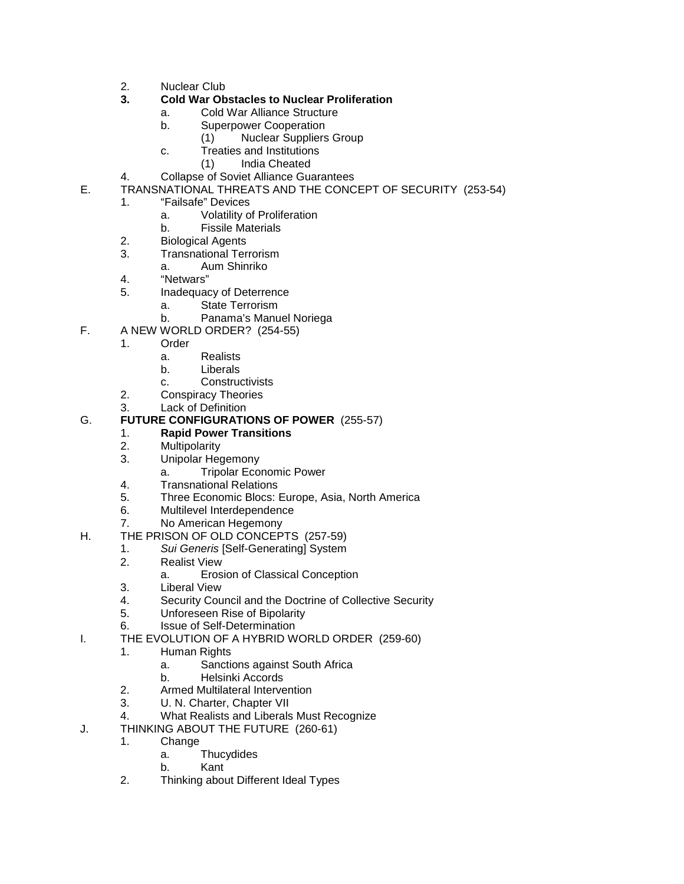2. Nuclear Club
3. **Cold War Obstacles to Nuclear Proliferation**
    a. Cold War Alliance Structure
    b. Superpower Cooperation
        (1) Nuclear Suppliers Group
    c. Treaties and Institutions
        (1) India Cheated
4. Collapse of Soviet Alliance Guarantees

E. TRANSNATIONAL THREATS AND THE CONCEPT OF SECURITY (253-54)
1. "Failsafe" Devices
    a. Volatility of Proliferation
    b. Fissile Materials
2. Biological Agents
3. Transnational Terrorism
    a. Aum Shinriko
4. "Netwars"
5. Inadequacy of Deterrence
    a. State Terrorism
    b. Panama's Manuel Noriega

F. A NEW WORLD ORDER? (254-55)
1. Order
    a. Realists
    b. Liberals
    c. Constructivists
2. Conspiracy Theories
3. Lack of Definition

G. **FUTURE CONFIGURATIONS OF POWER** (255-57)
1. **Rapid Power Transitions**
2. Multipolarity
3. Unipolar Hegemony
    a. Tripolar Economic Power
4. Transnational Relations
5. Three Economic Blocs: Europe, Asia, North America
6. Multilevel Interdependence
7. No American Hegemony

H. THE PRISON OF OLD CONCEPTS (257-59)
1. *Sui Generis* [Self-Generating] System
2. Realist View
    a. Erosion of Classical Conception
3. Liberal View
4. Security Council and the Doctrine of Collective Security
5. Unforeseen Rise of Bipolarity
6. Issue of Self-Determination

I. THE EVOLUTION OF A HYBRID WORLD ORDER (259-60)
1. Human Rights
    a. Sanctions against South Africa
    b. Helsinki Accords
2. Armed Multilateral Intervention
3. U. N. Charter, Chapter VII
4. What Realists and Liberals Must Recognize

J. THINKING ABOUT THE FUTURE (260-61)
1. Change
    a. Thucydides
    b. Kant
2. Thinking about Different Ideal Types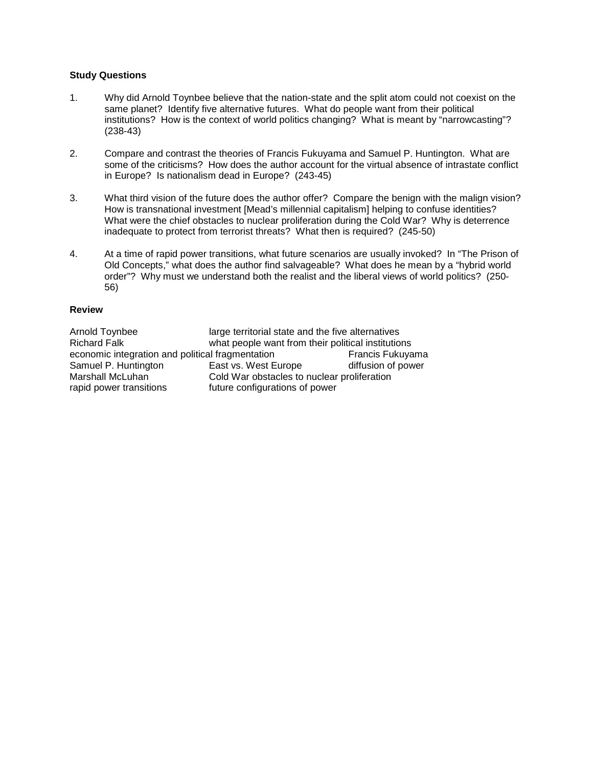**Study Questions**

1. Why did Arnold Toynbee believe that the nation-state and the split atom could not coexist on the same planet? Identify five alternative futures. What do people want from their political institutions? How is the context of world politics changing? What is meant by "narrowcasting"? (238-43)

2. Compare and contrast the theories of Francis Fukuyama and Samuel P. Huntington. What are some of the criticisms? How does the author account for the virtual absence of intrastate conflict in Europe? Is nationalism dead in Europe? (243-45)

3. What third vision of the future does the author offer? Compare the benign with the malign vision? How is transnational investment [Mead's millennial capitalism] helping to confuse identities? What were the chief obstacles to nuclear proliferation during the Cold War? Why is deterrence inadequate to protect from terrorist threats? What then is required? (245-50)

4. At a time of rapid power transitions, what future scenarios are usually invoked? In "The Prison of Old Concepts," what does the author find salvageable? What does he mean by a "hybrid world order"? Why must we understand both the realist and the liberal views of world politics? (250-56)

**Review**

| | | |
|---|---|---|
| Arnold Toynbee | large territorial state and the five alternatives | |
| Richard Falk | what people want from their political institutions | |
| economic integration and political fragmentation | | Francis Fukuyama |
| Samuel P. Huntington | East vs. West Europe | diffusion of power |
| Marshall McLuhan | Cold War obstacles to nuclear proliferation | |
| rapid power transitions | future configurations of power | |